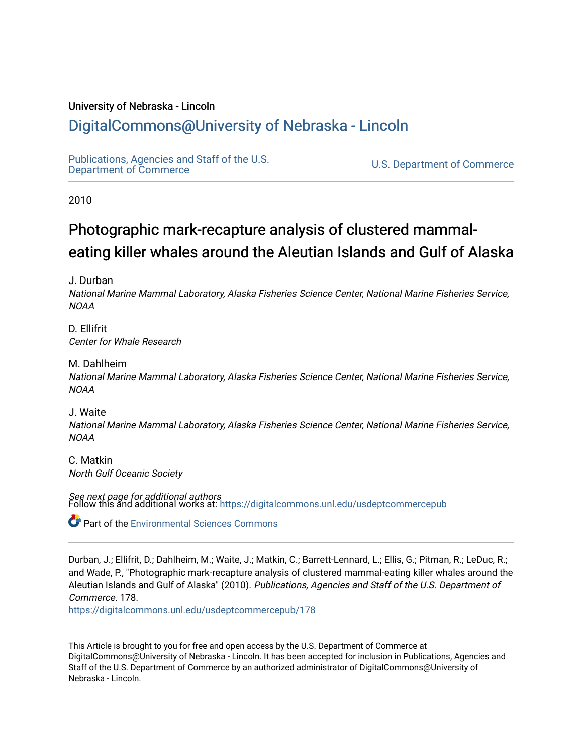University of Nebraska - Lincoln

## DigitalCommons@University of Nebraska - Lincoln

Publications, Agencies and Staff of the U.S. Department of Commerce

U.S. Department of Commerce

2010

# Photographic mark-recapture analysis of clustered mammal-eating killer whales around the Aleutian Islands and Gulf of Alaska

J. Durban
*National Marine Mammal Laboratory, Alaska Fisheries Science Center, National Marine Fisheries Service, NOAA*

D. Ellifrit
*Center for Whale Research*

M. Dahlheim
*National Marine Mammal Laboratory, Alaska Fisheries Science Center, National Marine Fisheries Service, NOAA*

J. Waite
*National Marine Mammal Laboratory, Alaska Fisheries Science Center, National Marine Fisheries Service, NOAA*

C. Matkin
*North Gulf Oceanic Society*

*See next page for additional authors*

Follow this and additional works at: https://digitalcommons.unl.edu/usdeptcommercepub

Part of the Environmental Sciences Commons

Durban, J.; Ellifrit, D.; Dahlheim, M.; Waite, J.; Matkin, C.; Barrett-Lennard, L.; Ellis, G.; Pitman, R.; LeDuc, R.; and Wade, P., "Photographic mark-recapture analysis of clustered mammal-eating killer whales around the Aleutian Islands and Gulf of Alaska" (2010). *Publications, Agencies and Staff of the U.S. Department of Commerce*. 178.
https://digitalcommons.unl.edu/usdeptcommercepub/178

This Article is brought to you for free and open access by the U.S. Department of Commerce at DigitalCommons@University of Nebraska - Lincoln. It has been accepted for inclusion in Publications, Agencies and Staff of the U.S. Department of Commerce by an authorized administrator of DigitalCommons@University of Nebraska - Lincoln.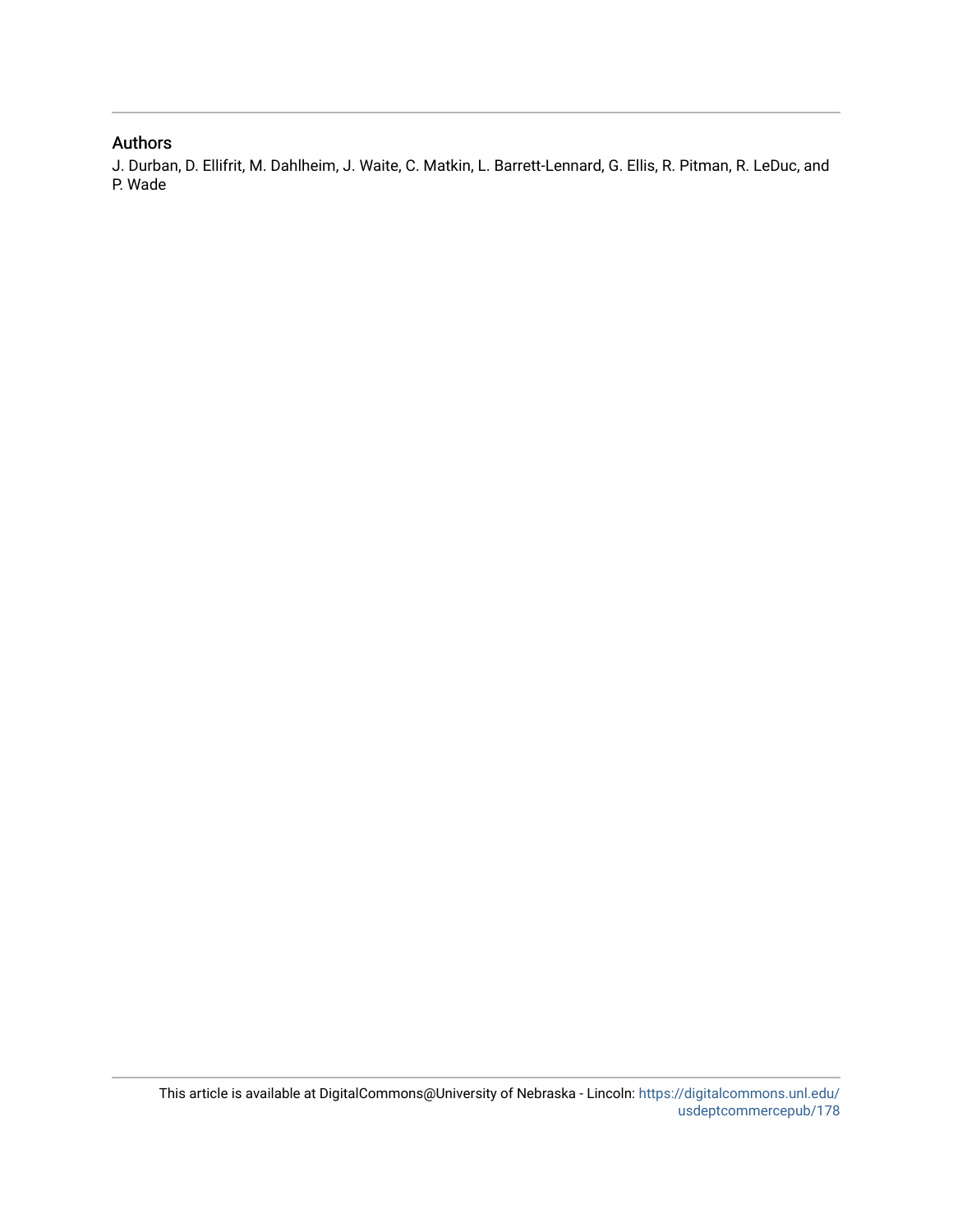## Authors

J. Durban, D. Ellifrit, M. Dahlheim, J. Waite, C. Matkin, L. Barrett-Lennard, G. Ellis, R. Pitman, R. LeDuc, and P. Wade

This article is available at DigitalCommons@University of Nebraska - Lincoln: https://digitalcommons.unl.edu/usdeptcommercepub/178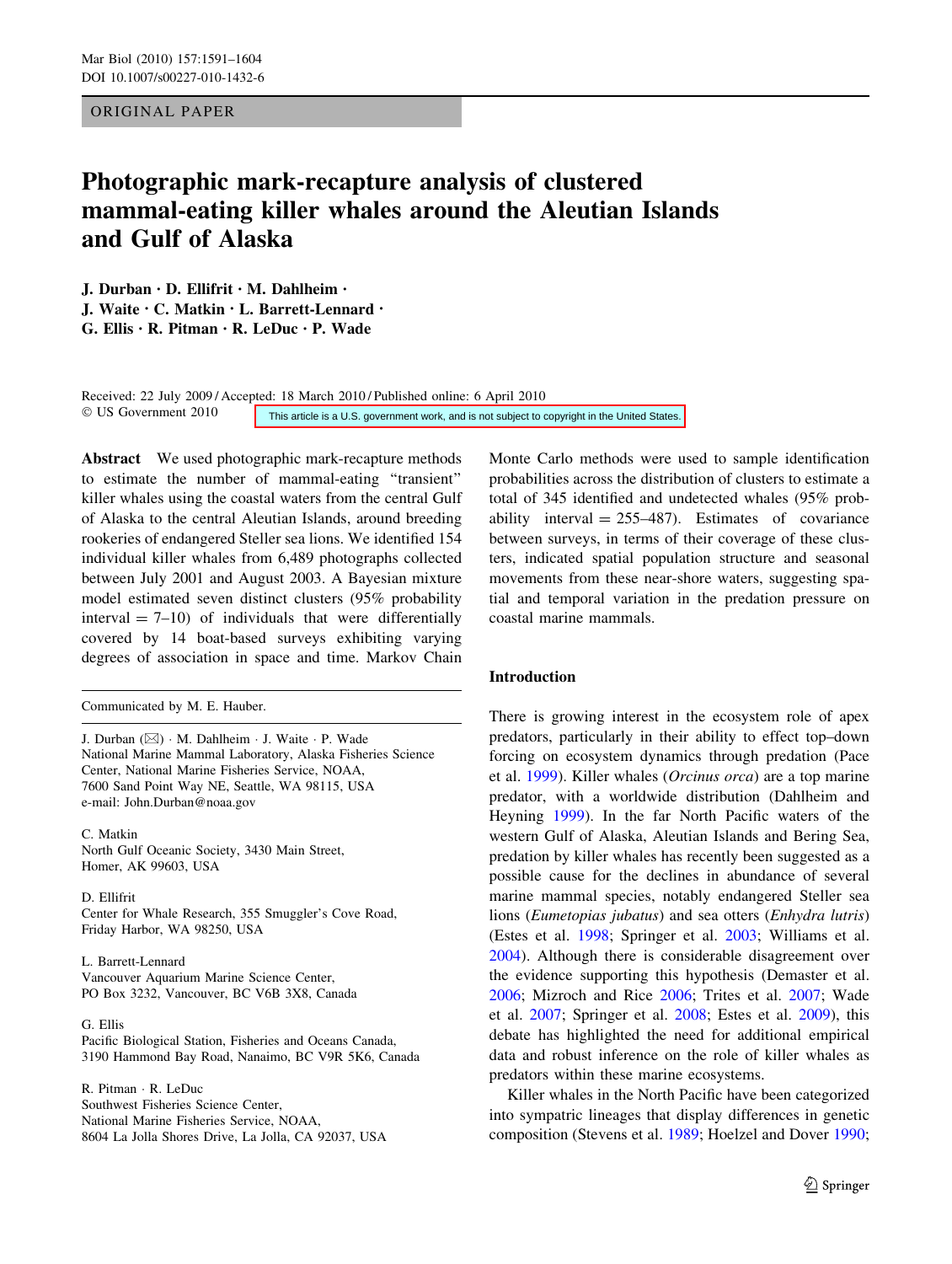ORIGINAL PAPER

# Photographic mark-recapture analysis of clustered mammal-eating killer whales around the Aleutian Islands and Gulf of Alaska

**J. Durban · D. Ellifrit · M. Dahlheim · J. Waite · C. Matkin · L. Barrett-Lennard · G. Ellis · R. Pitman · R. LeDuc · P. Wade**

Received: 22 July 2009 / Accepted: 18 March 2010 / Published online: 6 April 2010
© US Government 2010

This article is a U.S. government work, and is not subject to copyright in the United States.

**Abstract** We used photographic mark-recapture methods to estimate the number of mammal-eating "transient" killer whales using the coastal waters from the central Gulf of Alaska to the central Aleutian Islands, around breeding rookeries of endangered Steller sea lions. We identified 154 individual killer whales from 6,489 photographs collected between July 2001 and August 2003. A Bayesian mixture model estimated seven distinct clusters (95% probability interval = 7–10) of individuals that were differentially covered by 14 boat-based surveys exhibiting varying degrees of association in space and time. Markov Chain Monte Carlo methods were used to sample identification probabilities across the distribution of clusters to estimate a total of 345 identified and undetected whales (95% probability interval = 255–487). Estimates of covariance between surveys, in terms of their coverage of these clusters, indicated spatial population structure and seasonal movements from these near-shore waters, suggesting spatial and temporal variation in the predation pressure on coastal marine mammals.

Communicated by M. E. Hauber.

J. Durban (✉) · M. Dahlheim · J. Waite · P. Wade
National Marine Mammal Laboratory, Alaska Fisheries Science Center, National Marine Fisheries Service, NOAA, 7600 Sand Point Way NE, Seattle, WA 98115, USA
e-mail: John.Durban@noaa.gov

C. Matkin
North Gulf Oceanic Society, 3430 Main Street, Homer, AK 99603, USA

D. Ellifrit
Center for Whale Research, 355 Smuggler's Cove Road, Friday Harbor, WA 98250, USA

L. Barrett-Lennard
Vancouver Aquarium Marine Science Center, PO Box 3232, Vancouver, BC V6B 3X8, Canada

G. Ellis
Pacific Biological Station, Fisheries and Oceans Canada, 3190 Hammond Bay Road, Nanaimo, BC V9R 5K6, Canada

R. Pitman · R. LeDuc
Southwest Fisheries Science Center, National Marine Fisheries Service, NOAA, 8604 La Jolla Shores Drive, La Jolla, CA 92037, USA

## Introduction

There is growing interest in the ecosystem role of apex predators, particularly in their ability to effect top–down forcing on ecosystem dynamics through predation (Pace et al. 1999). Killer whales (*Orcinus orca*) are a top marine predator, with a worldwide distribution (Dahlheim and Heyning 1999). In the far North Pacific waters of the western Gulf of Alaska, Aleutian Islands and Bering Sea, predation by killer whales has recently been suggested as a possible cause for the declines in abundance of several marine mammal species, notably endangered Steller sea lions (*Eumetopias jubatus*) and sea otters (*Enhydra lutris*) (Estes et al. 1998; Springer et al. 2003; Williams et al. 2004). Although there is considerable disagreement over the evidence supporting this hypothesis (Demaster et al. 2006; Mizroch and Rice 2006; Trites et al. 2007; Wade et al. 2007; Springer et al. 2008; Estes et al. 2009), this debate has highlighted the need for additional empirical data and robust inference on the role of killer whales as predators within these marine ecosystems.

Killer whales in the North Pacific have been categorized into sympatric lineages that display differences in genetic composition (Stevens et al. 1989; Hoelzel and Dover 1990;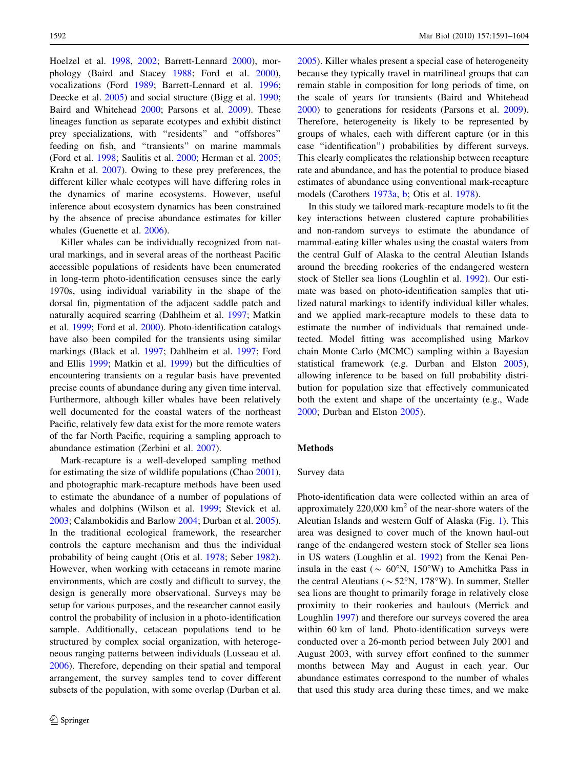Hoelzel et al. 1998, 2002; Barrett-Lennard 2000), morphology (Baird and Stacey 1988; Ford et al. 2000), vocalizations (Ford 1989; Barrett-Lennard et al. 1996; Deecke et al. 2005) and social structure (Bigg et al. 1990; Baird and Whitehead 2000; Parsons et al. 2009). These lineages function as separate ecotypes and exhibit distinct prey specializations, with "residents" and "offshores" feeding on fish, and "transients" on marine mammals (Ford et al. 1998; Saulitis et al. 2000; Herman et al. 2005; Krahn et al. 2007). Owing to these prey preferences, the different killer whale ecotypes will have differing roles in the dynamics of marine ecosystems. However, useful inference about ecosystem dynamics has been constrained by the absence of precise abundance estimates for killer whales (Guenette et al. 2006).

Killer whales can be individually recognized from natural markings, and in several areas of the northeast Pacific accessible populations of residents have been enumerated in long-term photo-identification censuses since the early 1970s, using individual variability in the shape of the dorsal fin, pigmentation of the adjacent saddle patch and naturally acquired scarring (Dahlheim et al. 1997; Matkin et al. 1999; Ford et al. 2000). Photo-identification catalogs have also been compiled for the transients using similar markings (Black et al. 1997; Dahlheim et al. 1997; Ford and Ellis 1999; Matkin et al. 1999) but the difficulties of encountering transients on a regular basis have prevented precise counts of abundance during any given time interval. Furthermore, although killer whales have been relatively well documented for the coastal waters of the northeast Pacific, relatively few data exist for the more remote waters of the far North Pacific, requiring a sampling approach to abundance estimation (Zerbini et al. 2007).

Mark-recapture is a well-developed sampling method for estimating the size of wildlife populations (Chao 2001), and photographic mark-recapture methods have been used to estimate the abundance of a number of populations of whales and dolphins (Wilson et al. 1999; Stevick et al. 2003; Calambokidis and Barlow 2004; Durban et al. 2005). In the traditional ecological framework, the researcher controls the capture mechanism and thus the individual probability of being caught (Otis et al. 1978; Seber 1982). However, when working with cetaceans in remote marine environments, which are costly and difficult to survey, the design is generally more observational. Surveys may be setup for various purposes, and the researcher cannot easily control the probability of inclusion in a photo-identification sample. Additionally, cetacean populations tend to be structured by complex social organization, with heterogeneous ranging patterns between individuals (Lusseau et al. 2006). Therefore, depending on their spatial and temporal arrangement, the survey samples tend to cover different subsets of the population, with some overlap (Durban et al. 2005). Killer whales present a special case of heterogeneity because they typically travel in matrilineal groups that can remain stable in composition for long periods of time, on the scale of years for transients (Baird and Whitehead 2000) to generations for residents (Parsons et al. 2009). Therefore, heterogeneity is likely to be represented by groups of whales, each with different capture (or in this case "identification") probabilities by different surveys. This clearly complicates the relationship between recapture rate and abundance, and has the potential to produce biased estimates of abundance using conventional mark-recapture models (Carothers 1973a, b; Otis et al. 1978).

In this study we tailored mark-recapture models to fit the key interactions between clustered capture probabilities and non-random surveys to estimate the abundance of mammal-eating killer whales using the coastal waters from the central Gulf of Alaska to the central Aleutian Islands around the breeding rookeries of the endangered western stock of Steller sea lions (Loughlin et al. 1992). Our estimate was based on photo-identification samples that utilized natural markings to identify individual killer whales, and we applied mark-recapture models to these data to estimate the number of individuals that remained undetected. Model fitting was accomplished using Markov chain Monte Carlo (MCMC) sampling within a Bayesian statistical framework (e.g. Durban and Elston 2005), allowing inference to be based on full probability distribution for population size that effectively communicated both the extent and shape of the uncertainty (e.g., Wade 2000; Durban and Elston 2005).

## Methods

### Survey data

Photo-identification data were collected within an area of approximately 220,000 km$^2$ of the near-shore waters of the Aleutian Islands and western Gulf of Alaska (Fig. 1). This area was designed to cover much of the known haul-out range of the endangered western stock of Steller sea lions in US waters (Loughlin et al. 1992) from the Kenai Peninsula in the east ($\sim$ 60°N, 150°W) to Amchitka Pass in the central Aleutians ($\sim$52°N, 178°W). In summer, Steller sea lions are thought to primarily forage in relatively close proximity to their rookeries and haulouts (Merrick and Loughlin 1997) and therefore our surveys covered the area within 60 km of land. Photo-identification surveys were conducted over a 26-month period between July 2001 and August 2003, with survey effort confined to the summer months between May and August in each year. Our abundance estimates correspond to the number of whales that used this study area during these times, and we make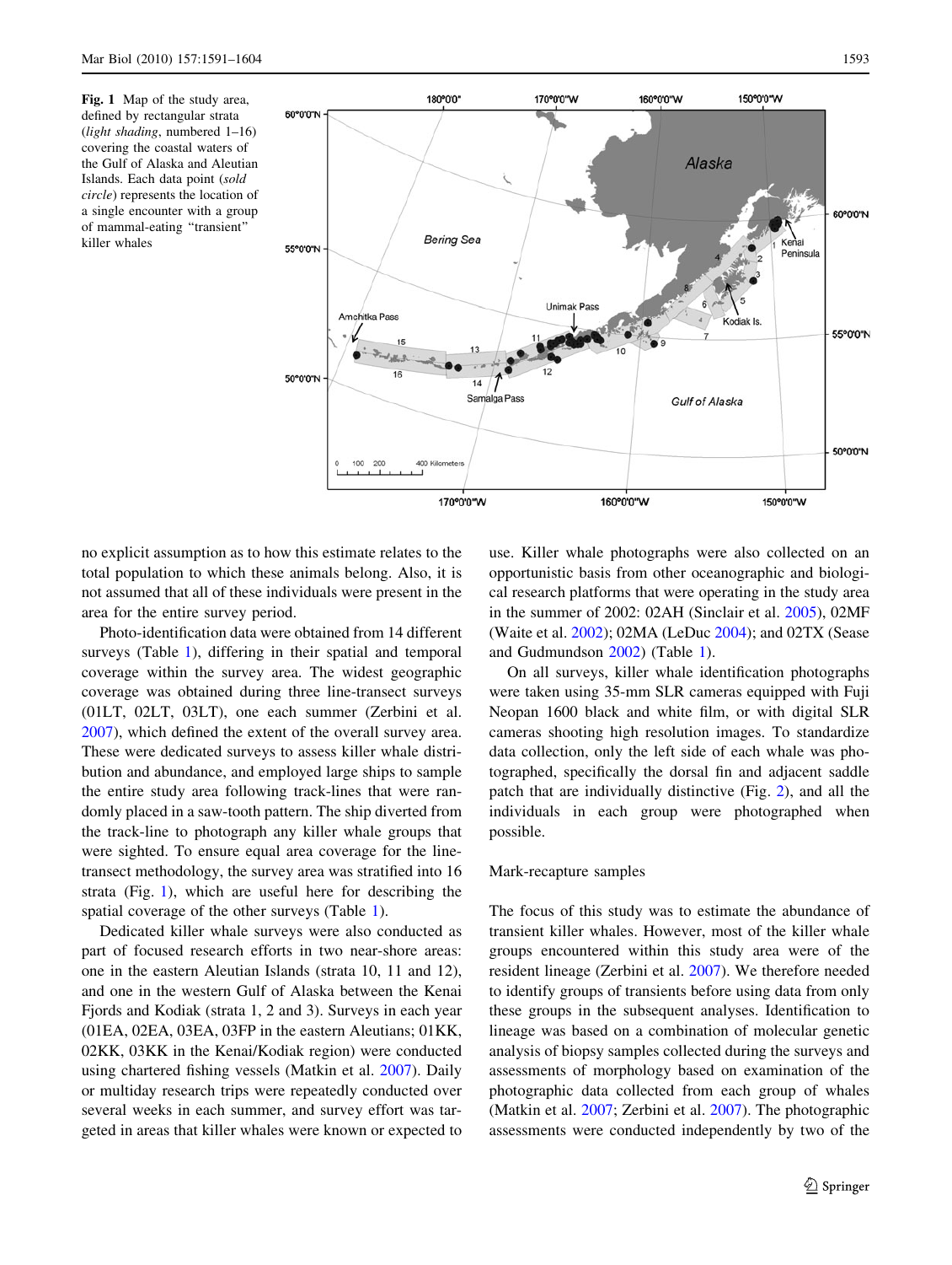**Fig. 1** Map of the study area, defined by rectangular strata (*light shading*, numbered 1–16) covering the coastal waters of the Gulf of Alaska and Aleutian Islands. Each data point (*sold circle*) represents the location of a single encounter with a group of mammal-eating "transient" killer whales

no explicit assumption as to how this estimate relates to the total population to which these animals belong. Also, it is not assumed that all of these individuals were present in the area for the entire survey period.

Photo-identification data were obtained from 14 different surveys (Table 1), differing in their spatial and temporal coverage within the survey area. The widest geographic coverage was obtained during three line-transect surveys (01LT, 02LT, 03LT), one each summer (Zerbini et al. 2007), which defined the extent of the overall survey area. These were dedicated surveys to assess killer whale distribution and abundance, and employed large ships to sample the entire study area following track-lines that were randomly placed in a saw-tooth pattern. The ship diverted from the track-line to photograph any killer whale groups that were sighted. To ensure equal area coverage for the line-transect methodology, the survey area was stratified into 16 strata (Fig. 1), which are useful here for describing the spatial coverage of the other surveys (Table 1).

Dedicated killer whale surveys were also conducted as part of focused research efforts in two near-shore areas: one in the eastern Aleutian Islands (strata 10, 11 and 12), and one in the western Gulf of Alaska between the Kenai Fjords and Kodiak (strata 1, 2 and 3). Surveys in each year (01EA, 02EA, 03EA, 03FP in the eastern Aleutians; 01KK, 02KK, 03KK in the Kenai/Kodiak region) were conducted using chartered fishing vessels (Matkin et al. 2007). Daily or multiday research trips were repeatedly conducted over several weeks in each summer, and survey effort was targeted in areas that killer whales were known or expected to use. Killer whale photographs were also collected on an opportunistic basis from other oceanographic and biological research platforms that were operating in the study area in the summer of 2002: 02AH (Sinclair et al. 2005), 02MF (Waite et al. 2002); 02MA (LeDuc 2004); and 02TX (Sease and Gudmundson 2002) (Table 1).

On all surveys, killer whale identification photographs were taken using 35-mm SLR cameras equipped with Fuji Neopan 1600 black and white film, or with digital SLR cameras shooting high resolution images. To standardize data collection, only the left side of each whale was photographed, specifically the dorsal fin and adjacent saddle patch that are individually distinctive (Fig. 2), and all the individuals in each group were photographed when possible.

### Mark-recapture samples

The focus of this study was to estimate the abundance of transient killer whales. However, most of the killer whale groups encountered within this study area were of the resident lineage (Zerbini et al. 2007). We therefore needed to identify groups of transients before using data from only these groups in the subsequent analyses. Identification to lineage was based on a combination of molecular genetic analysis of biopsy samples collected during the surveys and assessments of morphology based on examination of the photographic data collected from each group of whales (Matkin et al. 2007; Zerbini et al. 2007). The photographic assessments were conducted independently by two of the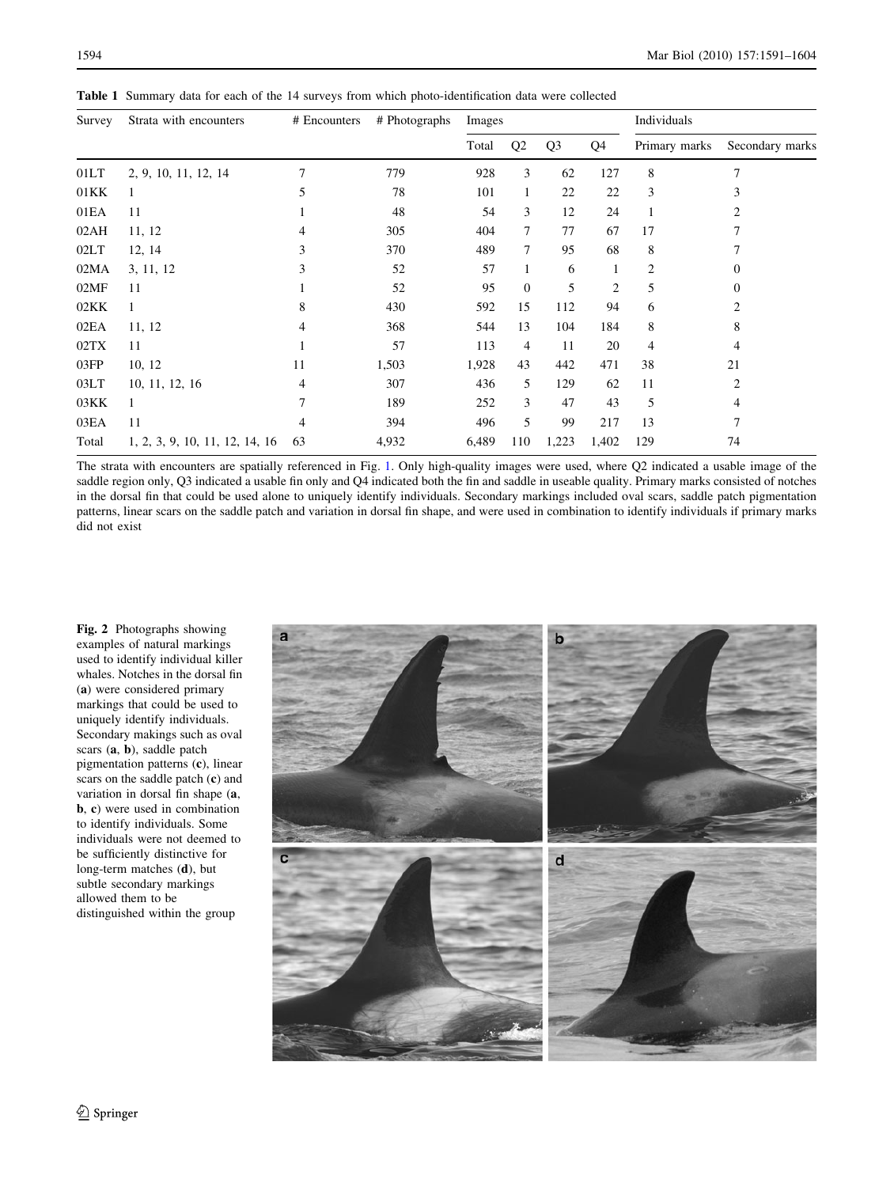**Table 1** Summary data for each of the 14 surveys from which photo-identification data were collected

| Survey | Strata with encounters | # Encounters | # Photographs | Images | | | | Individuals | |
|---|---|---|---|---|---|---|---|---|---|
| | | | | Total | Q2 | Q3 | Q4 | Primary marks | Secondary marks |
| 01LT | 2, 9, 10, 11, 12, 14 | 7 | 779 | 928 | 3 | 62 | 127 | 8 | 7 |
| 01KK | 1 | 5 | 78 | 101 | 1 | 22 | 22 | 3 | 3 |
| 01EA | 11 | 1 | 48 | 54 | 3 | 12 | 24 | 1 | 2 |
| 02AH | 11, 12 | 4 | 305 | 404 | 7 | 77 | 67 | 17 | 7 |
| 02LT | 12, 14 | 3 | 370 | 489 | 7 | 95 | 68 | 8 | 7 |
| 02MA | 3, 11, 12 | 3 | 52 | 57 | 1 | 6 | 1 | 2 | 0 |
| 02MF | 11 | 1 | 52 | 95 | 0 | 5 | 2 | 5 | 0 |
| 02KK | 1 | 8 | 430 | 592 | 15 | 112 | 94 | 6 | 2 |
| 02EA | 11, 12 | 4 | 368 | 544 | 13 | 104 | 184 | 8 | 8 |
| 02TX | 11 | 1 | 57 | 113 | 4 | 11 | 20 | 4 | 4 |
| 03FP | 10, 12 | 11 | 1,503 | 1,928 | 43 | 442 | 471 | 38 | 21 |
| 03LT | 10, 11, 12, 16 | 4 | 307 | 436 | 5 | 129 | 62 | 11 | 2 |
| 03KK | 1 | 7 | 189 | 252 | 3 | 47 | 43 | 5 | 4 |
| 03EA | 11 | 4 | 394 | 496 | 5 | 99 | 217 | 13 | 7 |
| Total | 1, 2, 3, 9, 10, 11, 12, 14, 16 | 63 | 4,932 | 6,489 | 110 | 1,223 | 1,402 | 129 | 74 |

The strata with encounters are spatially referenced in Fig. 1. Only high-quality images were used, where Q2 indicated a usable image of the saddle region only, Q3 indicated a usable fin only and Q4 indicated both the fin and saddle in useable quality. Primary marks consisted of notches in the dorsal fin that could be used alone to uniquely identify individuals. Secondary markings included oval scars, saddle patch pigmentation patterns, linear scars on the saddle patch and variation in dorsal fin shape, and were used in combination to identify individuals if primary marks did not exist

**Fig. 2** Photographs showing examples of natural markings used to identify individual killer whales. Notches in the dorsal fin (**a**) were considered primary markings that could be used to uniquely identify individuals. Secondary makings such as oval scars (**a**, **b**), saddle patch pigmentation patterns (**c**), linear scars on the saddle patch (**c**) and variation in dorsal fin shape (**a**, **b**, **c**) were used in combination to identify individuals. Some individuals were not deemed to be sufficiently distinctive for long-term matches (**d**), but subtle secondary markings allowed them to be distinguished within the group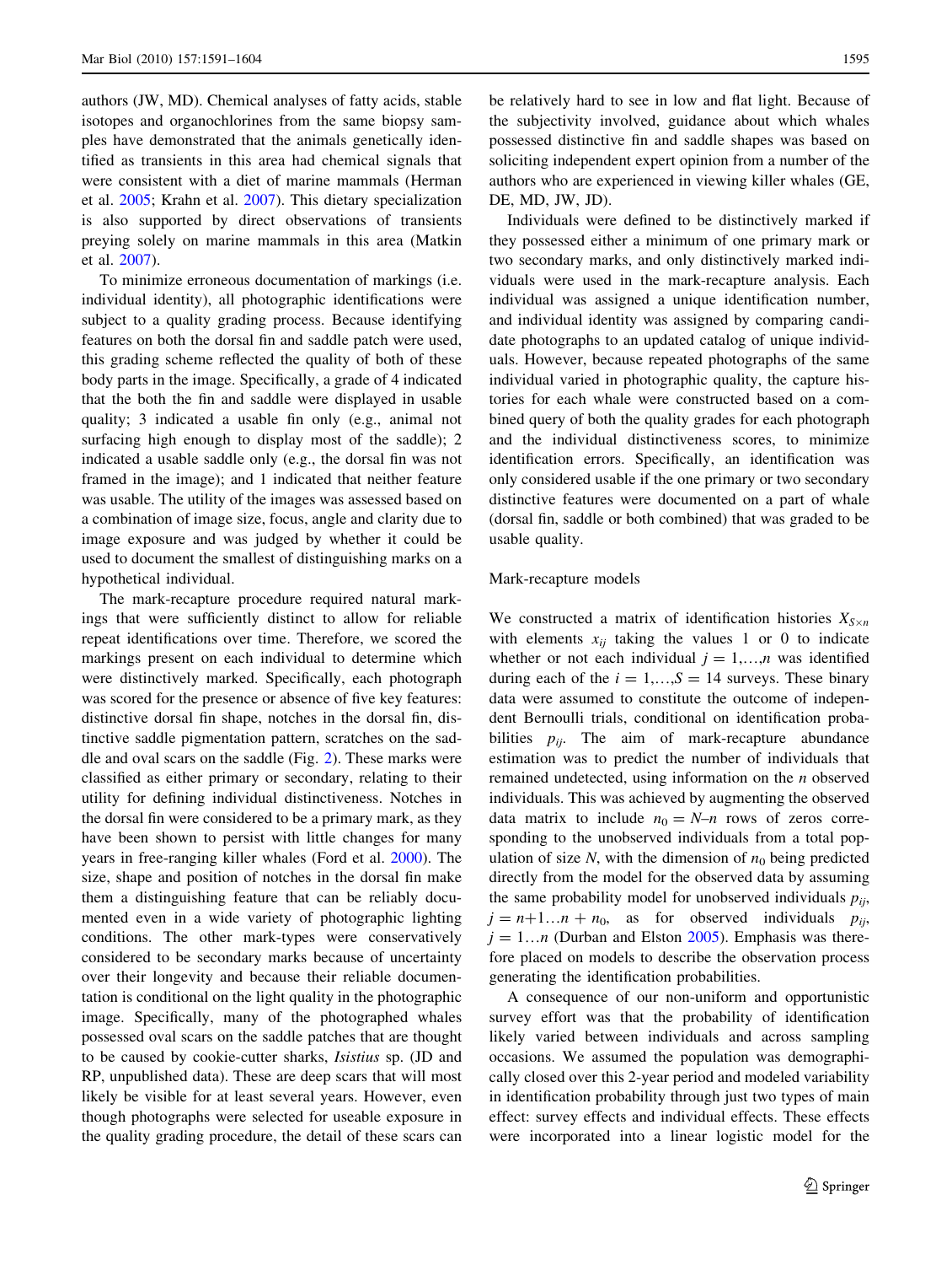authors (JW, MD). Chemical analyses of fatty acids, stable isotopes and organochlorines from the same biopsy samples have demonstrated that the animals genetically identified as transients in this area had chemical signals that were consistent with a diet of marine mammals (Herman et al. 2005; Krahn et al. 2007). This dietary specialization is also supported by direct observations of transients preying solely on marine mammals in this area (Matkin et al. 2007).

To minimize erroneous documentation of markings (i.e. individual identity), all photographic identifications were subject to a quality grading process. Because identifying features on both the dorsal fin and saddle patch were used, this grading scheme reflected the quality of both of these body parts in the image. Specifically, a grade of 4 indicated that the both the fin and saddle were displayed in usable quality; 3 indicated a usable fin only (e.g., animal not surfacing high enough to display most of the saddle); 2 indicated a usable saddle only (e.g., the dorsal fin was not framed in the image); and 1 indicated that neither feature was usable. The utility of the images was assessed based on a combination of image size, focus, angle and clarity due to image exposure and was judged by whether it could be used to document the smallest of distinguishing marks on a hypothetical individual.

The mark-recapture procedure required natural markings that were sufficiently distinct to allow for reliable repeat identifications over time. Therefore, we scored the markings present on each individual to determine which were distinctively marked. Specifically, each photograph was scored for the presence or absence of five key features: distinctive dorsal fin shape, notches in the dorsal fin, distinctive saddle pigmentation pattern, scratches on the saddle and oval scars on the saddle (Fig. 2). These marks were classified as either primary or secondary, relating to their utility for defining individual distinctiveness. Notches in the dorsal fin were considered to be a primary mark, as they have been shown to persist with little changes for many years in free-ranging killer whales (Ford et al. 2000). The size, shape and position of notches in the dorsal fin make them a distinguishing feature that can be reliably documented even in a wide variety of photographic lighting conditions. The other mark-types were conservatively considered to be secondary marks because of uncertainty over their longevity and because their reliable documentation is conditional on the light quality in the photographic image. Specifically, many of the photographed whales possessed oval scars on the saddle patches that are thought to be caused by cookie-cutter sharks, *Isistius* sp. (JD and RP, unpublished data). These are deep scars that will most likely be visible for at least several years. However, even though photographs were selected for useable exposure in the quality grading procedure, the detail of these scars can be relatively hard to see in low and flat light. Because of the subjectivity involved, guidance about which whales possessed distinctive fin and saddle shapes was based on soliciting independent expert opinion from a number of the authors who are experienced in viewing killer whales (GE, DE, MD, JW, JD).

Individuals were defined to be distinctively marked if they possessed either a minimum of one primary mark or two secondary marks, and only distinctively marked individuals were used in the mark-recapture analysis. Each individual was assigned a unique identification number, and individual identity was assigned by comparing candidate photographs to an updated catalog of unique individuals. However, because repeated photographs of the same individual varied in photographic quality, the capture histories for each whale were constructed based on a combined query of both the quality grades for each photograph and the individual distinctiveness scores, to minimize identification errors. Specifically, an identification was only considered usable if the one primary or two secondary distinctive features were documented on a part of whale (dorsal fin, saddle or both combined) that was graded to be usable quality.

### Mark-recapture models

We constructed a matrix of identification histories $X_{S \times n}$ with elements $x_{ij}$ taking the values 1 or 0 to indicate whether or not each individual $j = 1,\ldots,n$ was identified during each of the $i = 1,\ldots,S = 14$ surveys. These binary data were assumed to constitute the outcome of independent Bernoulli trials, conditional on identification probabilities $p_{ij}$. The aim of mark-recapture abundance estimation was to predict the number of individuals that remained undetected, using information on the $n$ observed individuals. This was achieved by augmenting the observed data matrix to include $n_0 = N–n$ rows of zeros corresponding to the unobserved individuals from a total population of size $N$, with the dimension of $n_0$ being predicted directly from the model for the observed data by assuming the same probability model for unobserved individuals $p_{ij}$, $j = n+1\ldots n + n_0$, as for observed individuals $p_{ij}$, $j = 1\ldots n$ (Durban and Elston 2005). Emphasis was therefore placed on models to describe the observation process generating the identification probabilities.

A consequence of our non-uniform and opportunistic survey effort was that the probability of identification likely varied between individuals and across sampling occasions. We assumed the population was demographically closed over this 2-year period and modeled variability in identification probability through just two types of main effect: survey effects and individual effects. These effects were incorporated into a linear logistic model for the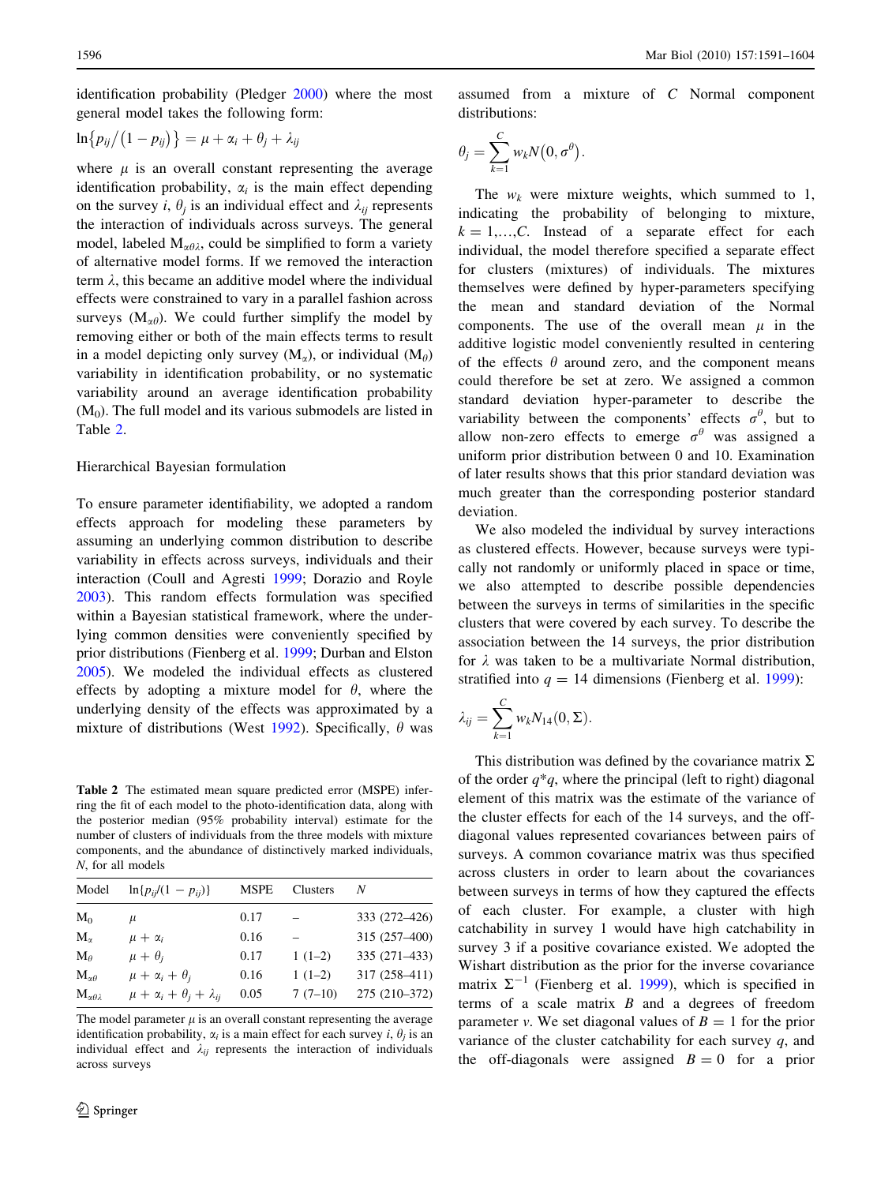identification probability (Pledger 2000) where the most general model takes the following form:

$$\ln\{p_{ij}/(1-p_{ij})\} = \mu + \alpha_i + \theta_j + \lambda_{ij}$$

where $\mu$ is an overall constant representing the average identification probability, $\alpha_i$ is the main effect depending on the survey $i$, $\theta_j$ is an individual effect and $\lambda_{ij}$ represents the interaction of individuals across surveys. The general model, labeled $M_{\alpha\theta\lambda}$, could be simplified to form a variety of alternative model forms. If we removed the interaction term $\lambda$, this became an additive model where the individual effects were constrained to vary in a parallel fashion across surveys ($M_{\alpha\theta}$). We could further simplify the model by removing either or both of the main effects terms to result in a model depicting only survey ($M_{\alpha}$), or individual ($M_{\theta}$) variability in identification probability, or no systematic variability around an average identification probability ($M_0$). The full model and its various submodels are listed in Table 2.

### Hierarchical Bayesian formulation

To ensure parameter identifiability, we adopted a random effects approach for modeling these parameters by assuming an underlying common distribution to describe variability in effects across surveys, individuals and their interaction (Coull and Agresti 1999; Dorazio and Royle 2003). This random effects formulation was specified within a Bayesian statistical framework, where the underlying common densities were conveniently specified by prior distributions (Fienberg et al. 1999; Durban and Elston 2005). We modeled the individual effects as clustered effects by adopting a mixture model for $\theta$, where the underlying density of the effects was approximated by a mixture of distributions (West 1992). Specifically, $\theta$ was assumed from a mixture of $C$ Normal component distributions:

$$\theta_j = \sum_{k=1}^{C} w_k N(0, \sigma^{\theta}).$$

The $w_k$ were mixture weights, which summed to 1, indicating the probability of belonging to mixture, $k = 1,\ldots,C$. Instead of a separate effect for each individual, the model therefore specified a separate effect for clusters (mixtures) of individuals. The mixtures themselves were defined by hyper-parameters specifying the mean and standard deviation of the Normal components. The use of the overall mean $\mu$ in the additive logistic model conveniently resulted in centering of the effects $\theta$ around zero, and the component means could therefore be set at zero. We assigned a common standard deviation hyper-parameter to describe the variability between the components' effects $\sigma^{\theta}$, but to allow non-zero effects to emerge $\sigma^{\theta}$ was assigned a uniform prior distribution between 0 and 10. Examination of later results shows that this prior standard deviation was much greater than the corresponding posterior standard deviation.

We also modeled the individual by survey interactions as clustered effects. However, because surveys were typically not randomly or uniformly placed in space or time, we also attempted to describe possible dependencies between the surveys in terms of similarities in the specific clusters that were covered by each survey. To describe the association between the 14 surveys, the prior distribution for $\lambda$ was taken to be a multivariate Normal distribution, stratified into $q = 14$ dimensions (Fienberg et al. 1999):

$$\lambda_{ij} = \sum_{k=1}^{C} w_k N_{14}(0, \Sigma).$$

This distribution was defined by the covariance matrix $\Sigma$ of the order $q*q$, where the principal (left to right) diagonal element of this matrix was the estimate of the variance of the cluster effects for each of the 14 surveys, and the off-diagonal values represented covariances between pairs of surveys. A common covariance matrix was thus specified across clusters in order to learn about the covariances between surveys in terms of how they captured the effects of each cluster. For example, a cluster with high catchability in survey 1 would have high catchability in survey 3 if a positive covariance existed. We adopted the Wishart distribution as the prior for the inverse covariance matrix $\Sigma^{-1}$ (Fienberg et al. 1999), which is specified in terms of a scale matrix $B$ and a degrees of freedom parameter $v$. We set diagonal values of $B = 1$ for the prior variance of the cluster catchability for each survey $q$, and the off-diagonals were assigned $B = 0$ for a prior

**Table 2** The estimated mean square predicted error (MSPE) inferring the fit of each model to the photo-identification data, along with the posterior median (95% probability interval) estimate for the number of clusters of individuals from the three models with mixture components, and the abundance of distinctively marked individuals, $N$, for all models

| Model | $\ln\{p_{ij}/(1-p_{ij})\}$ | MSPE | Clusters | $N$ |
|---|---|---|---|---|
| $M_0$ | $\mu$ | 0.17 | – | 333 (272–426) |
| $M_{\alpha}$ | $\mu + \alpha_i$ | 0.16 | – | 315 (257–400) |
| $M_{\theta}$ | $\mu + \theta_j$ | 0.17 | 1 (1–2) | 335 (271–433) |
| $M_{\alpha\theta}$ | $\mu + \alpha_i + \theta_j$ | 0.16 | 1 (1–2) | 317 (258–411) |
| $M_{\alpha\theta\lambda}$ | $\mu + \alpha_i + \theta_j + \lambda_{ij}$ | 0.05 | 7 (7–10) | 275 (210–372) |

The model parameter $\mu$ is an overall constant representing the average identification probability, $\alpha_i$ is a main effect for each survey $i$, $\theta_j$ is an individual effect and $\lambda_{ij}$ represents the interaction of individuals across surveys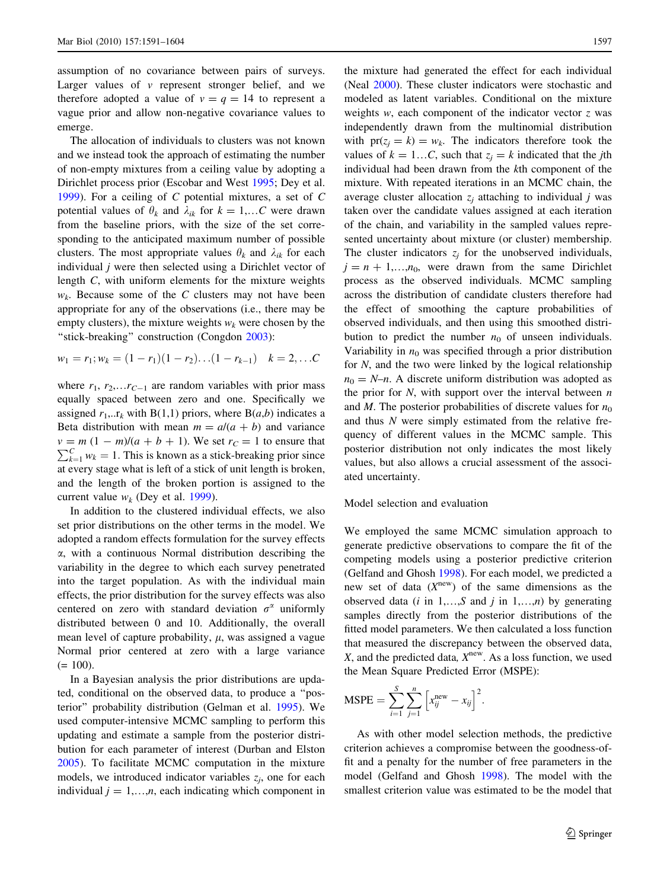assumption of no covariance between pairs of surveys. Larger values of $v$ represent stronger belief, and we therefore adopted a value of $v = q = 14$ to represent a vague prior and allow non-negative covariance values to emerge.

The allocation of individuals to clusters was not known and we instead took the approach of estimating the number of non-empty mixtures from a ceiling value by adopting a Dirichlet process prior (Escobar and West 1995; Dey et al. 1999). For a ceiling of $C$ potential mixtures, a set of $C$ potential values of $\theta_k$ and $\lambda_{ik}$ for $k = 1,\ldots C$ were drawn from the baseline priors, with the size of the set corresponding to the anticipated maximum number of possible clusters. The most appropriate values $\theta_k$ and $\lambda_{ik}$ for each individual $j$ were then selected using a Dirichlet vector of length $C$, with uniform elements for the mixture weights $w_k$. Because some of the $C$ clusters may not have been appropriate for any of the observations (i.e., there may be empty clusters), the mixture weights $w_k$ were chosen by the "stick-breaking" construction (Congdon 2003):

$$w_1 = r_1; w_k = (1 - r_1)(1 - r_2)\ldots(1 - r_{k-1}) \quad k = 2,\ldots C$$

where $r_1, r_2,\ldots r_{C-1}$ are random variables with prior mass equally spaced between zero and one. Specifically we assigned $r_1,..r_k$ with B(1,1) priors, where B($a$,$b$) indicates a Beta distribution with mean $m = a/(a + b)$ and variance $v = m\,(1 - m)/(a + b + 1)$. We set $r_C = 1$ to ensure that $\sum_{k=1}^{C} w_k = 1$. This is known as a stick-breaking prior since at every stage what is left of a stick of unit length is broken, and the length of the broken portion is assigned to the current value $w_k$ (Dey et al. 1999).

In addition to the clustered individual effects, we also set prior distributions on the other terms in the model. We adopted a random effects formulation for the survey effects $\alpha$, with a continuous Normal distribution describing the variability in the degree to which each survey penetrated into the target population. As with the individual main effects, the prior distribution for the survey effects was also centered on zero with standard deviation $\sigma^{\alpha}$ uniformly distributed between 0 and 10. Additionally, the overall mean level of capture probability, $\mu$, was assigned a vague Normal prior centered at zero with a large variance (= 100).

In a Bayesian analysis the prior distributions are updated, conditional on the observed data, to produce a "posterior" probability distribution (Gelman et al. 1995). We used computer-intensive MCMC sampling to perform this updating and estimate a sample from the posterior distribution for each parameter of interest (Durban and Elston 2005). To facilitate MCMC computation in the mixture models, we introduced indicator variables $z_j$, one for each individual $j = 1,\ldots,n$, each indicating which component in the mixture had generated the effect for each individual (Neal 2000). These cluster indicators were stochastic and modeled as latent variables. Conditional on the mixture weights $w$, each component of the indicator vector $z$ was independently drawn from the multinomial distribution with $\text{pr}(z_j = k) = w_k$. The indicators therefore took the values of $k = 1\ldots C$, such that $z_j = k$ indicated that the $j$th individual had been drawn from the $k$th component of the mixture. With repeated iterations in an MCMC chain, the average cluster allocation $z_j$ attaching to individual $j$ was taken over the candidate values assigned at each iteration of the chain, and variability in the sampled values represented uncertainty about mixture (or cluster) membership. The cluster indicators $z_j$ for the unobserved individuals, $j = n + 1,\ldots,n_0$, were drawn from the same Dirichlet process as the observed individuals. MCMC sampling across the distribution of candidate clusters therefore had the effect of smoothing the capture probabilities of observed individuals, and then using this smoothed distribution to predict the number $n_0$ of unseen individuals. Variability in $n_0$ was specified through a prior distribution for $N$, and the two were linked by the logical relationship $n_0 = N–n$. A discrete uniform distribution was adopted as the prior for $N$, with support over the interval between $n$ and $M$. The posterior probabilities of discrete values for $n_0$ and thus $N$ were simply estimated from the relative frequency of different values in the MCMC sample. This posterior distribution not only indicates the most likely values, but also allows a crucial assessment of the associated uncertainty.

## Model selection and evaluation

We employed the same MCMC simulation approach to generate predictive observations to compare the fit of the competing models using a posterior predictive criterion (Gelfand and Ghosh 1998). For each model, we predicted a new set of data ($X^{\text{new}}$) of the same dimensions as the observed data ($i$ in $1,\ldots,S$ and $j$ in $1,\ldots,n$) by generating samples directly from the posterior distributions of the fitted model parameters. We then calculated a loss function that measured the discrepancy between the observed data, $X$, and the predicted data, $X^{\text{new}}$. As a loss function, we used the Mean Square Predicted Error (MSPE):

$$\text{MSPE} = \sum_{i=1}^{S}\sum_{j=1}^{n}\left[x_{ij}^{\text{new}} - x_{ij}\right]^2.$$

As with other model selection methods, the predictive criterion achieves a compromise between the goodness-of-fit and a penalty for the number of free parameters in the model (Gelfand and Ghosh 1998). The model with the smallest criterion value was estimated to be the model that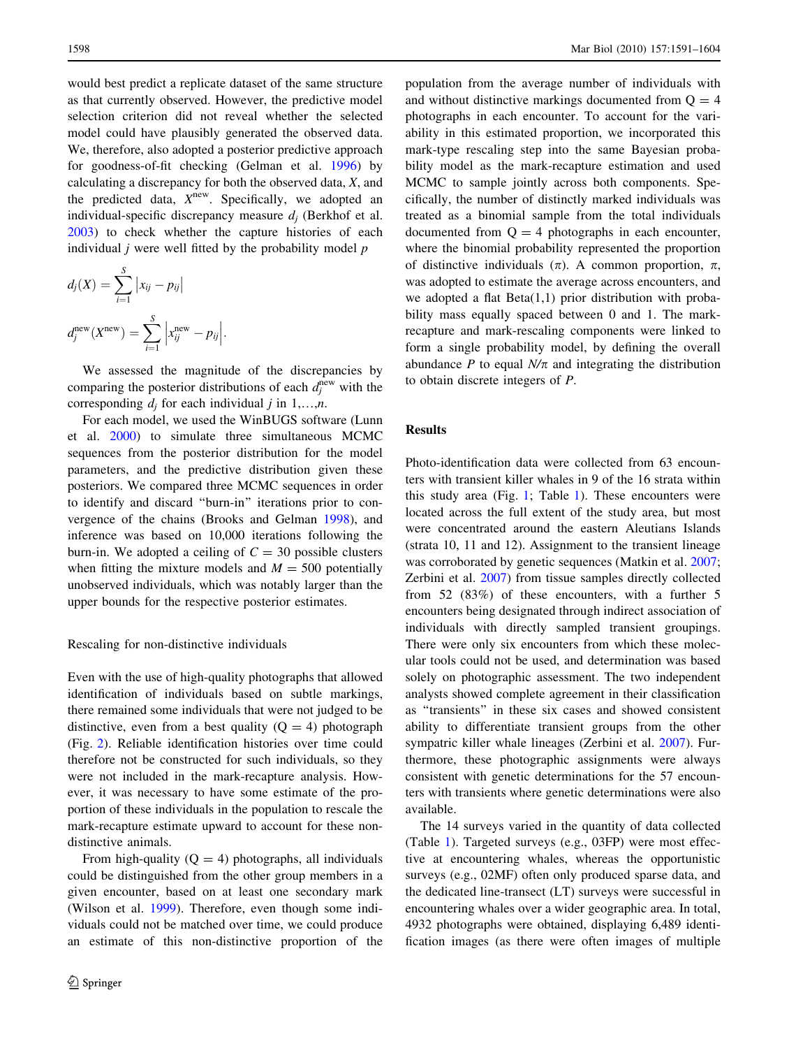would best predict a replicate dataset of the same structure as that currently observed. However, the predictive model selection criterion did not reveal whether the selected model could have plausibly generated the observed data. We, therefore, also adopted a posterior predictive approach for goodness-of-fit checking (Gelman et al. 1996) by calculating a discrepancy for both the observed data, $X$, and the predicted data, $X^{\text{new}}$. Specifically, we adopted an individual-specific discrepancy measure $d_j$ (Berkhof et al. 2003) to check whether the capture histories of each individual $j$ were well fitted by the probability model $p$

$$d_j(X) = \sum_{i=1}^{S} \left| x_{ij} - p_{ij} \right|$$

$$d_j^{\text{new}}(X^{\text{new}}) = \sum_{i=1}^{S} \left| x_{ij}^{\text{new}} - p_{ij} \right|.$$

We assessed the magnitude of the discrepancies by comparing the posterior distributions of each $d_j^{\text{new}}$ with the corresponding $d_j$ for each individual $j$ in $1,\ldots,n$.

For each model, we used the WinBUGS software (Lunn et al. 2000) to simulate three simultaneous MCMC sequences from the posterior distribution for the model parameters, and the predictive distribution given these posteriors. We compared three MCMC sequences in order to identify and discard "burn-in" iterations prior to convergence of the chains (Brooks and Gelman 1998), and inference was based on 10,000 iterations following the burn-in. We adopted a ceiling of $C = 30$ possible clusters when fitting the mixture models and $M = 500$ potentially unobserved individuals, which was notably larger than the upper bounds for the respective posterior estimates.

### Rescaling for non-distinctive individuals

Even with the use of high-quality photographs that allowed identification of individuals based on subtle markings, there remained some individuals that were not judged to be distinctive, even from a best quality ($Q = 4$) photograph (Fig. 2). Reliable identification histories over time could therefore not be constructed for such individuals, so they were not included in the mark-recapture analysis. However, it was necessary to have some estimate of the proportion of these individuals in the population to rescale the mark-recapture estimate upward to account for these non-distinctive animals.

From high-quality ($Q = 4$) photographs, all individuals could be distinguished from the other group members in a given encounter, based on at least one secondary mark (Wilson et al. 1999). Therefore, even though some individuals could not be matched over time, we could produce an estimate of this non-distinctive proportion of the population from the average number of individuals with and without distinctive markings documented from $Q = 4$ photographs in each encounter. To account for the variability in this estimated proportion, we incorporated this mark-type rescaling step into the same Bayesian probability model as the mark-recapture estimation and used MCMC to sample jointly across both components. Specifically, the number of distinctly marked individuals was treated as a binomial sample from the total individuals documented from $Q = 4$ photographs in each encounter, where the binomial probability represented the proportion of distinctive individuals ($\pi$). A common proportion, $\pi$, was adopted to estimate the average across encounters, and we adopted a flat Beta(1,1) prior distribution with probability mass equally spaced between 0 and 1. The mark-recapture and mark-rescaling components were linked to form a single probability model, by defining the overall abundance $P$ to equal $N/\pi$ and integrating the distribution to obtain discrete integers of $P$.

## Results

Photo-identification data were collected from 63 encounters with transient killer whales in 9 of the 16 strata within this study area (Fig. 1; Table 1). These encounters were located across the full extent of the study area, but most were concentrated around the eastern Aleutians Islands (strata 10, 11 and 12). Assignment to the transient lineage was corroborated by genetic sequences (Matkin et al. 2007; Zerbini et al. 2007) from tissue samples directly collected from 52 (83%) of these encounters, with a further 5 encounters being designated through indirect association of individuals with directly sampled transient groupings. There were only six encounters from which these molecular tools could not be used, and determination was based solely on photographic assessment. The two independent analysts showed complete agreement in their classification as "transients" in these six cases and showed consistent ability to differentiate transient groups from the other sympatric killer whale lineages (Zerbini et al. 2007). Furthermore, these photographic assignments were always consistent with genetic determinations for the 57 encounters with transients where genetic determinations were also available.

The 14 surveys varied in the quantity of data collected (Table 1). Targeted surveys (e.g., 03FP) were most effective at encountering whales, whereas the opportunistic surveys (e.g., 02MF) often only produced sparse data, and the dedicated line-transect (LT) surveys were successful in encountering whales over a wider geographic area. In total, 4932 photographs were obtained, displaying 6,489 identification images (as there were often images of multiple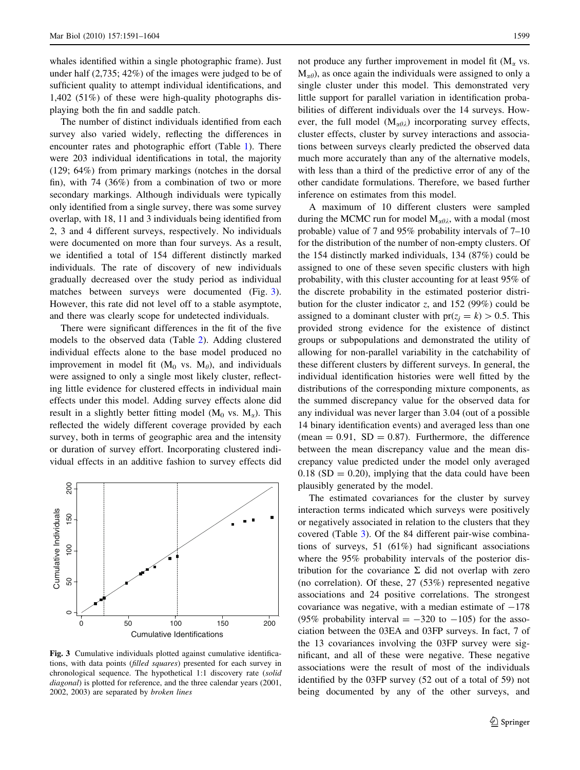whales identified within a single photographic frame). Just under half (2,735; 42%) of the images were judged to be of sufficient quality to attempt individual identifications, and 1,402 (51%) of these were high-quality photographs displaying both the fin and saddle patch.

The number of distinct individuals identified from each survey also varied widely, reflecting the differences in encounter rates and photographic effort (Table 1). There were 203 individual identifications in total, the majority (129; 64%) from primary markings (notches in the dorsal fin), with 74 (36%) from a combination of two or more secondary markings. Although individuals were typically only identified from a single survey, there was some survey overlap, with 18, 11 and 3 individuals being identified from 2, 3 and 4 different surveys, respectively. No individuals were documented on more than four surveys. As a result, we identified a total of 154 different distinctly marked individuals. The rate of discovery of new individuals gradually decreased over the study period as individual matches between surveys were documented (Fig. 3). However, this rate did not level off to a stable asymptote, and there was clearly scope for undetected individuals.

There were significant differences in the fit of the five models to the observed data (Table 2). Adding clustered individual effects alone to the base model produced no improvement in model fit ($M_0$ vs. $M_\theta$), and individuals were assigned to only a single most likely cluster, reflecting little evidence for clustered effects in individual main effects under this model. Adding survey effects alone did result in a slightly better fitting model ($M_0$ vs. $M_\alpha$). This reflected the widely different coverage provided by each survey, both in terms of geographic area and the intensity or duration of survey effort. Incorporating clustered individual effects in an additive fashion to survey effects did not produce any further improvement in model fit ($M_\alpha$ vs. $M_{\alpha\theta}$), as once again the individuals were assigned to only a single cluster under this model. This demonstrated very little support for parallel variation in identification probabilities of different individuals over the 14 surveys. However, the full model ($M_{\alpha\theta\lambda}$) incorporating survey effects, cluster effects, cluster by survey interactions and associations between surveys clearly predicted the observed data much more accurately than any of the alternative models, with less than a third of the predictive error of any of the other candidate formulations. Therefore, we based further inference on estimates from this model.

Fig. 3 Cumulative individuals plotted against cumulative identifications, with data points (*filled squares*) presented for each survey in chronological sequence. The hypothetical 1:1 discovery rate (*solid diagonal*) is plotted for reference, and the three calendar years (2001, 2002, 2003) are separated by *broken lines*

A maximum of 10 different clusters were sampled during the MCMC run for model $M_{\alpha\theta\lambda}$, with a modal (most probable) value of 7 and 95% probability intervals of 7–10 for the distribution of the number of non-empty clusters. Of the 154 distinctly marked individuals, 134 (87%) could be assigned to one of these seven specific clusters with high probability, with this cluster accounting for at least 95% of the discrete probability in the estimated posterior distribution for the cluster indicator $z$, and 152 (99%) could be assigned to a dominant cluster with $\text{pr}(z_j = k) > 0.5$. This provided strong evidence for the existence of distinct groups or subpopulations and demonstrated the utility of allowing for non-parallel variability in the catchability of these different clusters by different surveys. In general, the individual identification histories were well fitted by the distributions of the corresponding mixture components, as the summed discrepancy value for the observed data for any individual was never larger than 3.04 (out of a possible 14 binary identification events) and averaged less than one (mean = 0.91, SD = 0.87). Furthermore, the difference between the mean discrepancy value and the mean discrepancy value predicted under the model only averaged 0.18 (SD = 0.20), implying that the data could have been plausibly generated by the model.

The estimated covariances for the cluster by survey interaction terms indicated which surveys were positively or negatively associated in relation to the clusters that they covered (Table 3). Of the 84 different pair-wise combinations of surveys, 51 (61%) had significant associations where the 95% probability intervals of the posterior distribution for the covariance $\Sigma$ did not overlap with zero (no correlation). Of these, 27 (53%) represented negative associations and 24 positive correlations. The strongest covariance was negative, with a median estimate of −178 (95% probability interval = −320 to −105) for the association between the 03EA and 03FP surveys. In fact, 7 of the 13 covariances involving the 03FP survey were significant, and all of these were negative. These negative associations were the result of most of the individuals identified by the 03FP survey (52 out of a total of 59) not being documented by any of the other surveys, and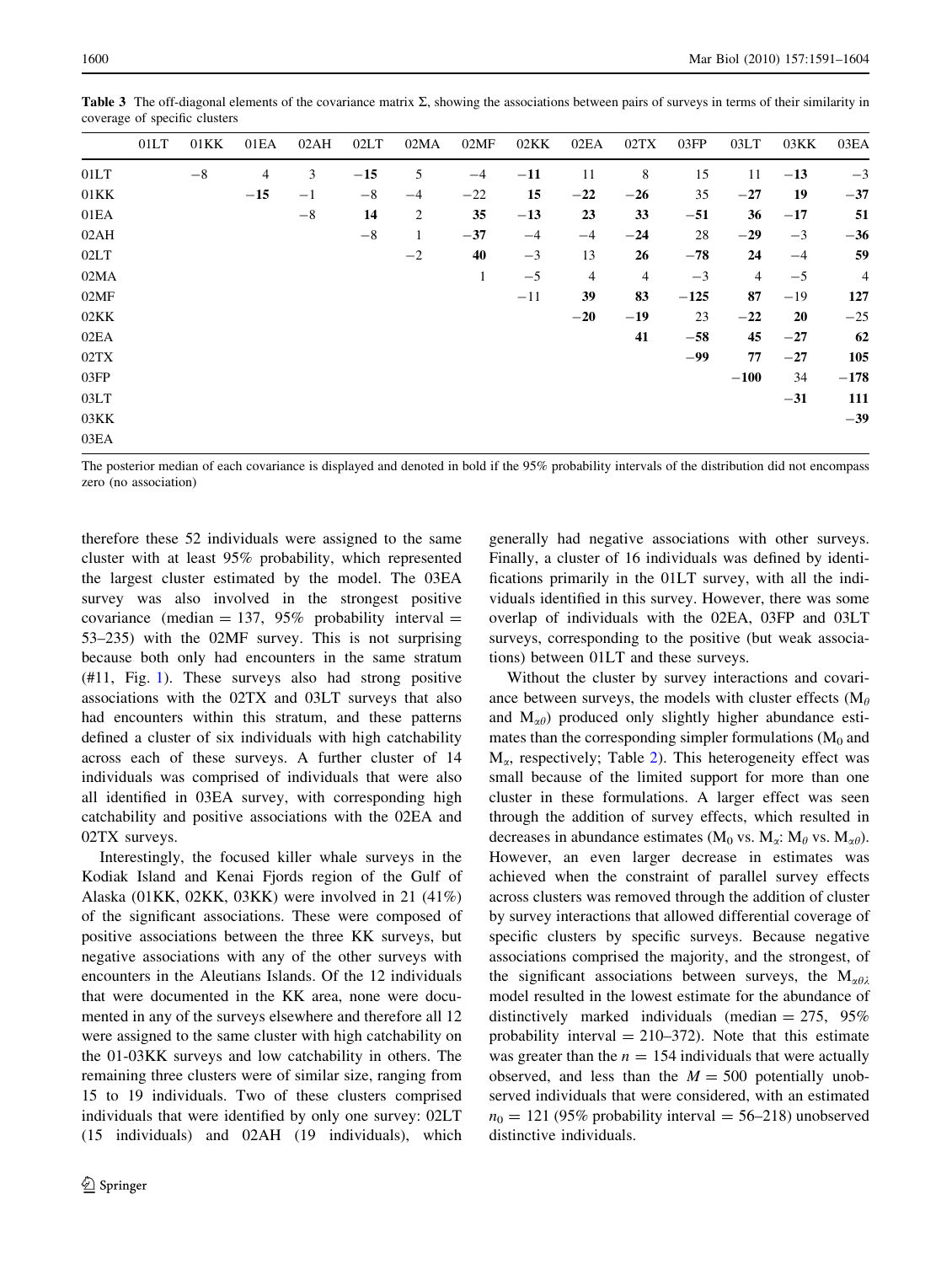**Table 3** The off-diagonal elements of the covariance matrix Σ, showing the associations between pairs of surveys in terms of their similarity in coverage of specific clusters

| | 01LT | 01KK | 01EA | 02AH | 02LT | 02MA | 02MF | 02KK | 02EA | 02TX | 03FP | 03LT | 03KK | 03EA |
|---|---|---|---|---|---|---|---|---|---|---|---|---|---|---|
| 01LT | | −8 | 4 | 3 | **−15** | 5 | −4 | **−11** | 11 | 8 | 15 | 11 | **−13** | −3 |
| 01KK | | | **−15** | −1 | −8 | −4 | −22 | **15** | **−22** | **−26** | 35 | **−27** | **19** | **−37** |
| 01EA | | | | −8 | **14** | 2 | **35** | **−13** | **23** | **33** | **−51** | **36** | **−17** | **51** |
| 02AH | | | | | −8 | 1 | **−37** | −4 | −4 | **−24** | 28 | **−29** | −3 | **−36** |
| 02LT | | | | | | −2 | **40** | −3 | 13 | **26** | **−78** | **24** | −4 | **59** |
| 02MA | | | | | | | 1 | −5 | 4 | 4 | −3 | 4 | −5 | 4 |
| 02MF | | | | | | | | −11 | **39** | **83** | **−125** | **87** | −19 | **127** |
| 02KK | | | | | | | | | **−20** | **−19** | 23 | **−22** | **20** | −25 |
| 02EA | | | | | | | | | | **41** | **−58** | **45** | **−27** | **62** |
| 02TX | | | | | | | | | | | **−99** | **77** | **−27** | **105** |
| 03FP | | | | | | | | | | | | **−100** | 34 | **−178** |
| 03LT | | | | | | | | | | | | | **−31** | **111** |
| 03KK | | | | | | | | | | | | | | **−39** |
| 03EA | | | | | | | | | | | | | | |

The posterior median of each covariance is displayed and denoted in bold if the 95% probability intervals of the distribution did not encompass zero (no association)

therefore these 52 individuals were assigned to the same cluster with at least 95% probability, which represented the largest cluster estimated by the model. The 03EA survey was also involved in the strongest positive covariance (median = 137, 95% probability interval = 53–235) with the 02MF survey. This is not surprising because both only had encounters in the same stratum (#11, Fig. 1). These surveys also had strong positive associations with the 02TX and 03LT surveys that also had encounters within this stratum, and these patterns defined a cluster of six individuals with high catchability across each of these surveys. A further cluster of 14 individuals was comprised of individuals that were also all identified in 03EA survey, with corresponding high catchability and positive associations with the 02EA and 02TX surveys.

Interestingly, the focused killer whale surveys in the Kodiak Island and Kenai Fjords region of the Gulf of Alaska (01KK, 02KK, 03KK) were involved in 21 (41%) of the significant associations. These were composed of positive associations between the three KK surveys, but negative associations with any of the other surveys with encounters in the Aleutians Islands. Of the 12 individuals that were documented in the KK area, none were documented in any of the surveys elsewhere and therefore all 12 were assigned to the same cluster with high catchability on the 01-03KK surveys and low catchability in others. The remaining three clusters were of similar size, ranging from 15 to 19 individuals. Two of these clusters comprised individuals that were identified by only one survey: 02LT (15 individuals) and 02AH (19 individuals), which generally had negative associations with other surveys. Finally, a cluster of 16 individuals was defined by identifications primarily in the 01LT survey, with all the individuals identified in this survey. However, there was some overlap of individuals with the 02EA, 03FP and 03LT surveys, corresponding to the positive (but weak associations) between 01LT and these surveys.

Without the cluster by survey interactions and covariance between surveys, the models with cluster effects ($M_\theta$ and $M_{\alpha\theta}$) produced only slightly higher abundance estimates than the corresponding simpler formulations ($M_0$ and $M_\alpha$, respectively; Table 2). This heterogeneity effect was small because of the limited support for more than one cluster in these formulations. A larger effect was seen through the addition of survey effects, which resulted in decreases in abundance estimates ($M_0$ vs. $M_\alpha$: $M_\theta$ vs. $M_{\alpha\theta}$). However, an even larger decrease in estimates was achieved when the constraint of parallel survey effects across clusters was removed through the addition of cluster by survey interactions that allowed differential coverage of specific clusters by specific surveys. Because negative associations comprised the majority, and the strongest, of the significant associations between surveys, the $M_{\alpha\theta\lambda}$ model resulted in the lowest estimate for the abundance of distinctively marked individuals (median = 275, 95% probability interval = 210–372). Note that this estimate was greater than the $n = 154$ individuals that were actually observed, and less than the $M = 500$ potentially unobserved individuals that were considered, with an estimated $n_0 = 121$ (95% probability interval = 56–218) unobserved distinctive individuals.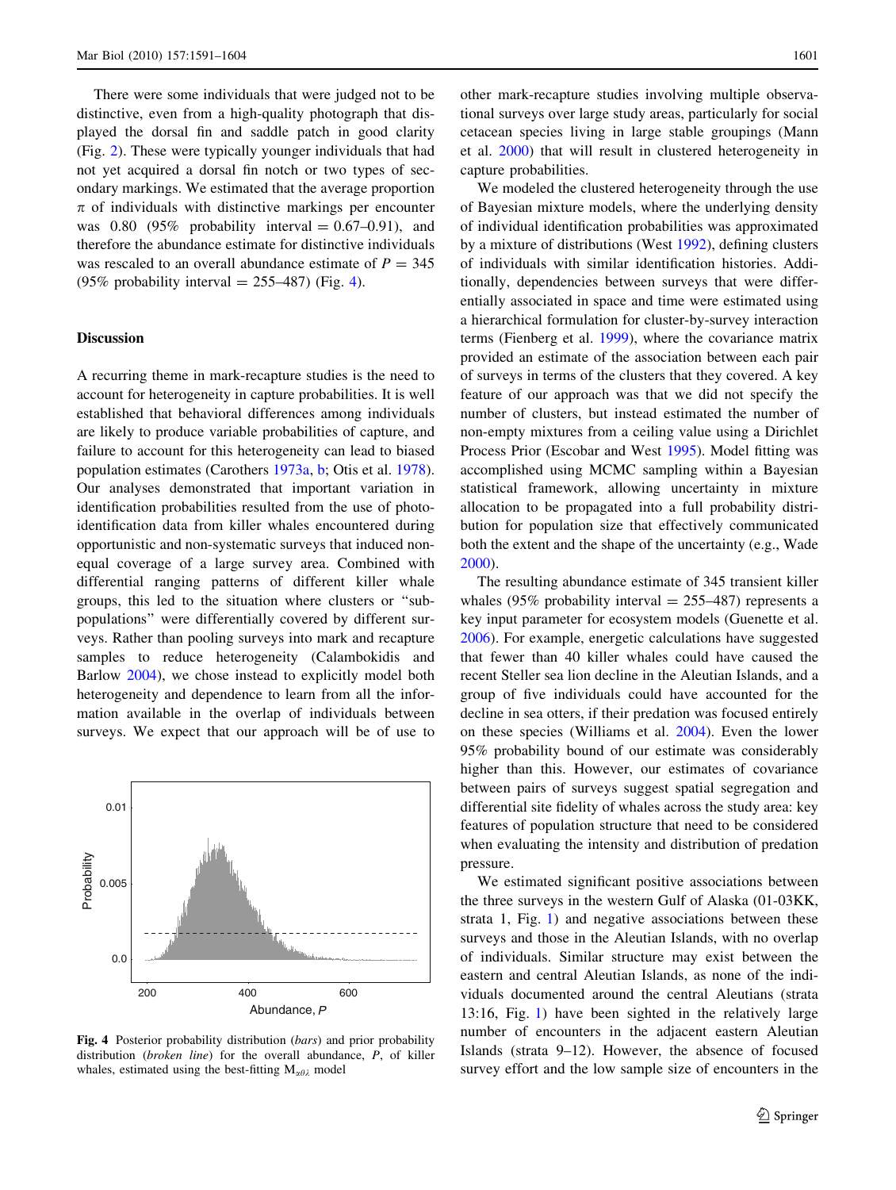There were some individuals that were judged not to be distinctive, even from a high-quality photograph that displayed the dorsal fin and saddle patch in good clarity (Fig. 2). These were typically younger individuals that had not yet acquired a dorsal fin notch or two types of secondary markings. We estimated that the average proportion $\pi$ of individuals with distinctive markings per encounter was 0.80 (95% probability interval = 0.67–0.91), and therefore the abundance estimate for distinctive individuals was rescaled to an overall abundance estimate of $P = 345$ (95% probability interval = 255–487) (Fig. 4).

## Discussion

A recurring theme in mark-recapture studies is the need to account for heterogeneity in capture probabilities. It is well established that behavioral differences among individuals are likely to produce variable probabilities of capture, and failure to account for this heterogeneity can lead to biased population estimates (Carothers 1973a, b; Otis et al. 1978). Our analyses demonstrated that important variation in identification probabilities resulted from the use of photo-identification data from killer whales encountered during opportunistic and non-systematic surveys that induced non-equal coverage of a large survey area. Combined with differential ranging patterns of different killer whale groups, this led to the situation where clusters or "sub-populations" were differentially covered by different surveys. Rather than pooling surveys into mark and recapture samples to reduce heterogeneity (Calambokidis and Barlow 2004), we chose instead to explicitly model both heterogeneity and dependence to learn from all the information available in the overlap of individuals between surveys. We expect that our approach will be of use to other mark-recapture studies involving multiple observational surveys over large study areas, particularly for social cetacean species living in large stable groupings (Mann et al. 2000) that will result in clustered heterogeneity in capture probabilities.

Fig. 4 Posterior probability distribution (*bars*) and prior probability distribution (*broken line*) for the overall abundance, $P$, of killer whales, estimated using the best-fitting $M_{\alpha\theta\lambda}$ model

We modeled the clustered heterogeneity through the use of Bayesian mixture models, where the underlying density of individual identification probabilities was approximated by a mixture of distributions (West 1992), defining clusters of individuals with similar identification histories. Additionally, dependencies between surveys that were differentially associated in space and time were estimated using a hierarchical formulation for cluster-by-survey interaction terms (Fienberg et al. 1999), where the covariance matrix provided an estimate of the association between each pair of surveys in terms of the clusters that they covered. A key feature of our approach was that we did not specify the number of clusters, but instead estimated the number of non-empty mixtures from a ceiling value using a Dirichlet Process Prior (Escobar and West 1995). Model fitting was accomplished using MCMC sampling within a Bayesian statistical framework, allowing uncertainty in mixture allocation to be propagated into a full probability distribution for population size that effectively communicated both the extent and the shape of the uncertainty (e.g., Wade 2000).

The resulting abundance estimate of 345 transient killer whales (95% probability interval = 255–487) represents a key input parameter for ecosystem models (Guenette et al. 2006). For example, energetic calculations have suggested that fewer than 40 killer whales could have caused the recent Steller sea lion decline in the Aleutian Islands, and a group of five individuals could have accounted for the decline in sea otters, if their predation was focused entirely on these species (Williams et al. 2004). Even the lower 95% probability bound of our estimate was considerably higher than this. However, our estimates of covariance between pairs of surveys suggest spatial segregation and differential site fidelity of whales across the study area: key features of population structure that need to be considered when evaluating the intensity and distribution of predation pressure.

We estimated significant positive associations between the three surveys in the western Gulf of Alaska (01-03KK, strata 1, Fig. 1) and negative associations between these surveys and those in the Aleutian Islands, with no overlap of individuals. Similar structure may exist between the eastern and central Aleutian Islands, as none of the individuals documented around the central Aleutians (strata 13:16, Fig. 1) have been sighted in the relatively large number of encounters in the adjacent eastern Aleutian Islands (strata 9–12). However, the absence of focused survey effort and the low sample size of encounters in the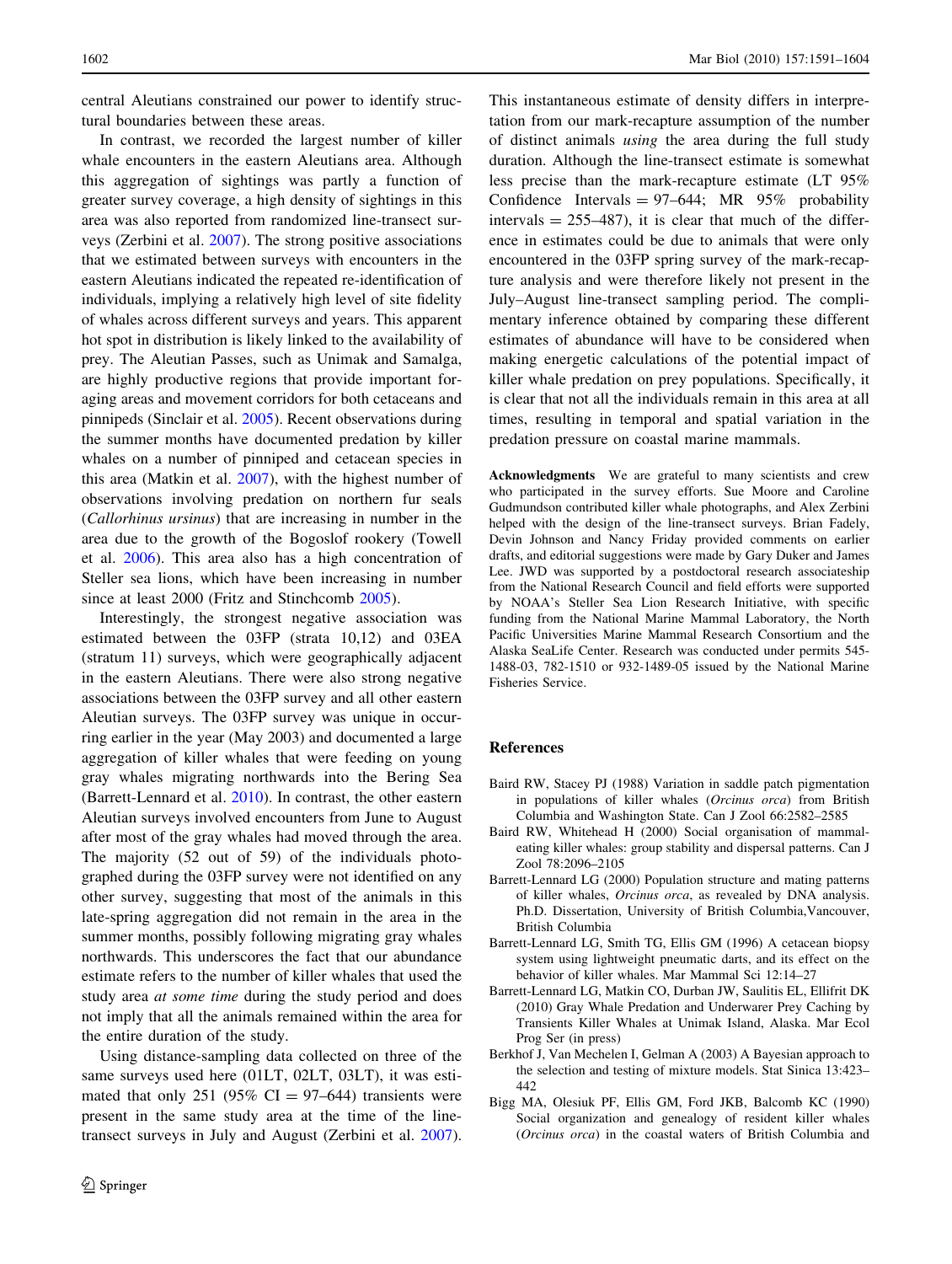central Aleutians constrained our power to identify structural boundaries between these areas.

In contrast, we recorded the largest number of killer whale encounters in the eastern Aleutians area. Although this aggregation of sightings was partly a function of greater survey coverage, a high density of sightings in this area was also reported from randomized line-transect surveys (Zerbini et al. 2007). The strong positive associations that we estimated between surveys with encounters in the eastern Aleutians indicated the repeated re-identification of individuals, implying a relatively high level of site fidelity of whales across different surveys and years. This apparent hot spot in distribution is likely linked to the availability of prey. The Aleutian Passes, such as Unimak and Samalga, are highly productive regions that provide important foraging areas and movement corridors for both cetaceans and pinnipeds (Sinclair et al. 2005). Recent observations during the summer months have documented predation by killer whales on a number of pinniped and cetacean species in this area (Matkin et al. 2007), with the highest number of observations involving predation on northern fur seals (*Callorhinus ursinus*) that are increasing in number in the area due to the growth of the Bogoslof rookery (Towell et al. 2006). This area also has a high concentration of Steller sea lions, which have been increasing in number since at least 2000 (Fritz and Stinchcomb 2005).

Interestingly, the strongest negative association was estimated between the 03FP (strata 10,12) and 03EA (stratum 11) surveys, which were geographically adjacent in the eastern Aleutians. There were also strong negative associations between the 03FP survey and all other eastern Aleutian surveys. The 03FP survey was unique in occurring earlier in the year (May 2003) and documented a large aggregation of killer whales that were feeding on young gray whales migrating northwards into the Bering Sea (Barrett-Lennard et al. 2010). In contrast, the other eastern Aleutian surveys involved encounters from June to August after most of the gray whales had moved through the area. The majority (52 out of 59) of the individuals photographed during the 03FP survey were not identified on any other survey, suggesting that most of the animals in this late-spring aggregation did not remain in the area in the summer months, possibly following migrating gray whales northwards. This underscores the fact that our abundance estimate refers to the number of killer whales that used the study area *at some time* during the study period and does not imply that all the animals remained within the area for the entire duration of the study.

Using distance-sampling data collected on three of the same surveys used here (01LT, 02LT, 03LT), it was estimated that only 251 (95% CI = 97–644) transients were present in the same study area at the time of the line-transect surveys in July and August (Zerbini et al. 2007). This instantaneous estimate of density differs in interpretation from our mark-recapture assumption of the number of distinct animals *using* the area during the full study duration. Although the line-transect estimate is somewhat less precise than the mark-recapture estimate (LT 95% Confidence Intervals = 97–644; MR 95% probability intervals = 255–487), it is clear that much of the difference in estimates could be due to animals that were only encountered in the 03FP spring survey of the mark-recapture analysis and were therefore likely not present in the July–August line-transect sampling period. The complimentary inference obtained by comparing these different estimates of abundance will have to be considered when making energetic calculations of the potential impact of killer whale predation on prey populations. Specifically, it is clear that not all the individuals remain in this area at all times, resulting in temporal and spatial variation in the predation pressure on coastal marine mammals.

**Acknowledgments** We are grateful to many scientists and crew who participated in the survey efforts. Sue Moore and Caroline Gudmundson contributed killer whale photographs, and Alex Zerbini helped with the design of the line-transect surveys. Brian Fadely, Devin Johnson and Nancy Friday provided comments on earlier drafts, and editorial suggestions were made by Gary Duker and James Lee. JWD was supported by a postdoctoral research associateship from the National Research Council and field efforts were supported by NOAA's Steller Sea Lion Research Initiative, with specific funding from the National Marine Mammal Laboratory, the North Pacific Universities Marine Mammal Research Consortium and the Alaska SeaLife Center. Research was conducted under permits 545-1488-03, 782-1510 or 932-1489-05 issued by the National Marine Fisheries Service.

## References

Baird RW, Stacey PJ (1988) Variation in saddle patch pigmentation in populations of killer whales (*Orcinus orca*) from British Columbia and Washington State. Can J Zool 66:2582–2585

Baird RW, Whitehead H (2000) Social organisation of mammal-eating killer whales: group stability and dispersal patterns. Can J Zool 78:2096–2105

Barrett-Lennard LG (2000) Population structure and mating patterns of killer whales, *Orcinus orca*, as revealed by DNA analysis. Ph.D. Dissertation, University of British Columbia,Vancouver, British Columbia

Barrett-Lennard LG, Smith TG, Ellis GM (1996) A cetacean biopsy system using lightweight pneumatic darts, and its effect on the behavior of killer whales. Mar Mammal Sci 12:14–27

Barrett-Lennard LG, Matkin CO, Durban JW, Saulitis EL, Ellifrit DK (2010) Gray Whale Predation and Underwarer Prey Caching by Transients Killer Whales at Unimak Island, Alaska. Mar Ecol Prog Ser (in press)

Berkhof J, Van Mechelen I, Gelman A (2003) A Bayesian approach to the selection and testing of mixture models. Stat Sinica 13:423–442

Bigg MA, Olesiuk PF, Ellis GM, Ford JKB, Balcomb KC (1990) Social organization and genealogy of resident killer whales (*Orcinus orca*) in the coastal waters of British Columbia and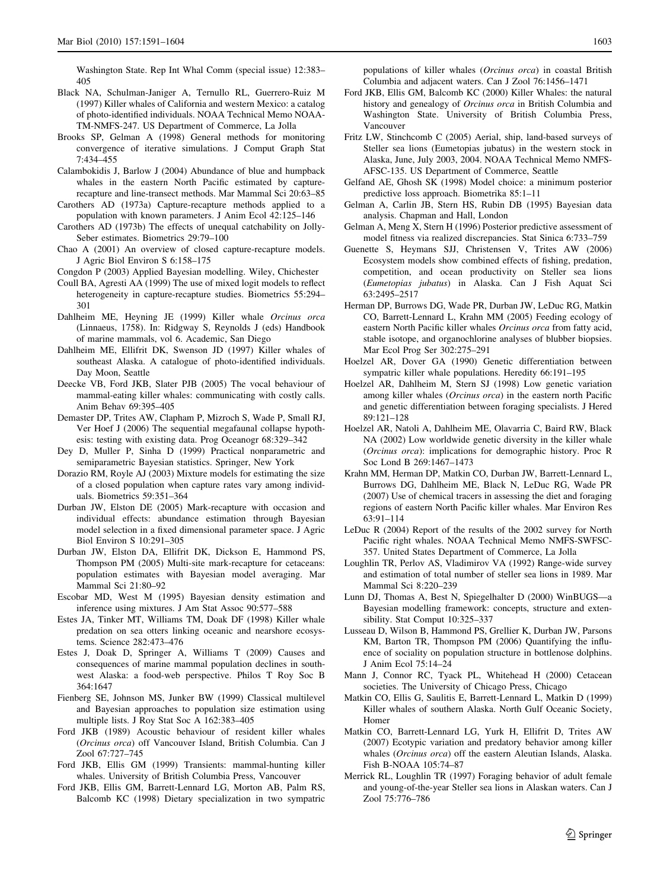Washington State. Rep Int Whal Comm (special issue) 12:383–405

Black NA, Schulman-Janiger A, Ternullo RL, Guerrero-Ruiz M (1997) Killer whales of California and western Mexico: a catalog of photo-identified individuals. NOAA Technical Memo NOAA-TM-NMFS-247. US Department of Commerce, La Jolla

Brooks SP, Gelman A (1998) General methods for monitoring convergence of iterative simulations. J Comput Graph Stat 7:434–455

Calambokidis J, Barlow J (2004) Abundance of blue and humpback whales in the eastern North Pacific estimated by capture-recapture and line-transect methods. Mar Mammal Sci 20:63–85

Carothers AD (1973a) Capture-recapture methods applied to a population with known parameters. J Anim Ecol 42:125–146

Carothers AD (1973b) The effects of unequal catchability on Jolly-Seber estimates. Biometrics 29:79–100

Chao A (2001) An overview of closed capture-recapture models. J Agric Biol Environ S 6:158–175

Congdon P (2003) Applied Bayesian modelling. Wiley, Chichester

Coull BA, Agresti AA (1999) The use of mixed logit models to reflect heterogeneity in capture-recapture studies. Biometrics 55:294–301

Dahlheim ME, Heyning JE (1999) Killer whale *Orcinus orca* (Linnaeus, 1758). In: Ridgway S, Reynolds J (eds) Handbook of marine mammals, vol 6. Academic, San Diego

Dahlheim ME, Ellifrit DK, Swenson JD (1997) Killer whales of southeast Alaska. A catalogue of photo-identified individuals. Day Moon, Seattle

Deecke VB, Ford JKB, Slater PJB (2005) The vocal behaviour of mammal-eating killer whales: communicating with costly calls. Anim Behav 69:395–405

Demaster DP, Trites AW, Clapham P, Mizroch S, Wade P, Small RJ, Ver Hoef J (2006) The sequential megafaunal collapse hypothesis: testing with existing data. Prog Oceanogr 68:329–342

Dey D, Muller P, Sinha D (1999) Practical nonparametric and semiparametric Bayesian statistics. Springer, New York

Dorazio RM, Royle AJ (2003) Mixture models for estimating the size of a closed population when capture rates vary among individuals. Biometrics 59:351–364

Durban JW, Elston DE (2005) Mark-recapture with occasion and individual effects: abundance estimation through Bayesian model selection in a fixed dimensional parameter space. J Agric Biol Environ S 10:291–305

Durban JW, Elston DA, Ellifrit DK, Dickson E, Hammond PS, Thompson PM (2005) Multi-site mark-recapture for cetaceans: population estimates with Bayesian model averaging. Mar Mammal Sci 21:80–92

Escobar MD, West M (1995) Bayesian density estimation and inference using mixtures. J Am Stat Assoc 90:577–588

Estes JA, Tinker MT, Williams TM, Doak DF (1998) Killer whale predation on sea otters linking oceanic and nearshore ecosystems. Science 282:473–476

Estes J, Doak D, Springer A, Williams T (2009) Causes and consequences of marine mammal population declines in southwest Alaska: a food-web perspective. Philos T Roy Soc B 364:1647

Fienberg SE, Johnson MS, Junker BW (1999) Classical multilevel and Bayesian approaches to population size estimation using multiple lists. J Roy Stat Soc A 162:383–405

Ford JKB (1989) Acoustic behaviour of resident killer whales (*Orcinus orca*) off Vancouver Island, British Columbia. Can J Zool 67:727–745

Ford JKB, Ellis GM (1999) Transients: mammal-hunting killer whales. University of British Columbia Press, Vancouver

Ford JKB, Ellis GM, Barrett-Lennard LG, Morton AB, Palm RS, Balcomb KC (1998) Dietary specialization in two sympatric populations of killer whales (*Orcinus orca*) in coastal British Columbia and adjacent waters. Can J Zool 76:1456–1471

Ford JKB, Ellis GM, Balcomb KC (2000) Killer Whales: the natural history and genealogy of *Orcinus orca* in British Columbia and Washington State. University of British Columbia Press, Vancouver

Fritz LW, Stinchcomb C (2005) Aerial, ship, land-based surveys of Steller sea lions (Eumetopias jubatus) in the western stock in Alaska, June, July 2003, 2004. NOAA Technical Memo NMFS-AFSC-135. US Department of Commerce, Seattle

Gelfand AE, Ghosh SK (1998) Model choice: a minimum posterior predictive loss approach. Biometrika 85:1–11

Gelman A, Carlin JB, Stern HS, Rubin DB (1995) Bayesian data analysis. Chapman and Hall, London

Gelman A, Meng X, Stern H (1996) Posterior predictive assessment of model fitness via realized discrepancies. Stat Sinica 6:733–759

Guenette S, Heymans SJJ, Christensen V, Trites AW (2006) Ecosystem models show combined effects of fishing, predation, competition, and ocean productivity on Steller sea lions (*Eumetopias jubatus*) in Alaska. Can J Fish Aquat Sci 63:2495–2517

Herman DP, Burrows DG, Wade PR, Durban JW, LeDuc RG, Matkin CO, Barrett-Lennard L, Krahn MM (2005) Feeding ecology of eastern North Pacific killer whales *Orcinus orca* from fatty acid, stable isotope, and organochlorine analyses of blubber biopsies. Mar Ecol Prog Ser 302:275–291

Hoelzel AR, Dover GA (1990) Genetic differentiation between sympatric killer whale populations. Heredity 66:191–195

Hoelzel AR, Dahlheim M, Stern SJ (1998) Low genetic variation among killer whales (*Orcinus orca*) in the eastern north Pacific and genetic differentiation between foraging specialists. J Hered 89:121–128

Hoelzel AR, Natoli A, Dahlheim ME, Olavarria C, Baird RW, Black NA (2002) Low worldwide genetic diversity in the killer whale (*Orcinus orca*): implications for demographic history. Proc R Soc Lond B 269:1467–1473

Krahn MM, Herman DP, Matkin CO, Durban JW, Barrett-Lennard L, Burrows DG, Dahlheim ME, Black N, LeDuc RG, Wade PR (2007) Use of chemical tracers in assessing the diet and foraging regions of eastern North Pacific killer whales. Mar Environ Res 63:91–114

LeDuc R (2004) Report of the results of the 2002 survey for North Pacific right whales. NOAA Technical Memo NMFS-SWFSC-357. United States Department of Commerce, La Jolla

Loughlin TR, Perlov AS, Vladimirov VA (1992) Range-wide survey and estimation of total number of steller sea lions in 1989. Mar Mammal Sci 8:220–239

Lunn DJ, Thomas A, Best N, Spiegelhalter D (2000) WinBUGS—a Bayesian modelling framework: concepts, structure and extensibility. Stat Comput 10:325–337

Lusseau D, Wilson B, Hammond PS, Grellier K, Durban JW, Parsons KM, Barton TR, Thompson PM (2006) Quantifying the influence of sociality on population structure in bottlenose dolphins. J Anim Ecol 75:14–24

Mann J, Connor RC, Tyack PL, Whitehead H (2000) Cetacean societies. The University of Chicago Press, Chicago

Matkin CO, Ellis G, Saulitis E, Barrett-Lennard L, Matkin D (1999) Killer whales of southern Alaska. North Gulf Oceanic Society, Homer

Matkin CO, Barrett-Lennard LG, Yurk H, Ellifrit D, Trites AW (2007) Ecotypic variation and predatory behavior among killer whales (*Orcinus orca*) off the eastern Aleutian Islands, Alaska. Fish B-NOAA 105:74–87

Merrick RL, Loughlin TR (1997) Foraging behavior of adult female and young-of-the-year Steller sea lions in Alaskan waters. Can J Zool 75:776–786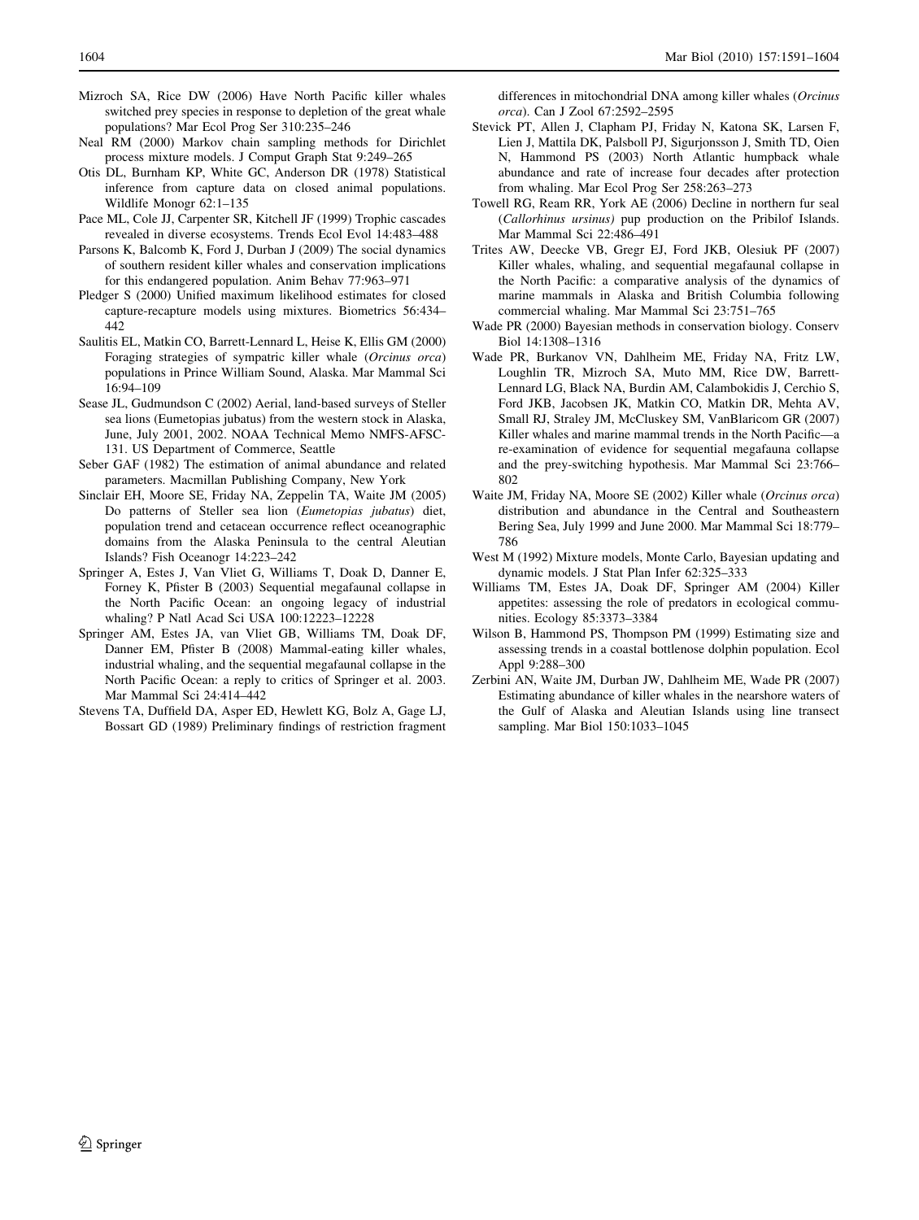Mizroch SA, Rice DW (2006) Have North Pacific killer whales switched prey species in response to depletion of the great whale populations? Mar Ecol Prog Ser 310:235–246

Neal RM (2000) Markov chain sampling methods for Dirichlet process mixture models. J Comput Graph Stat 9:249–265

Otis DL, Burnham KP, White GC, Anderson DR (1978) Statistical inference from capture data on closed animal populations. Wildlife Monogr 62:1–135

Pace ML, Cole JJ, Carpenter SR, Kitchell JF (1999) Trophic cascades revealed in diverse ecosystems. Trends Ecol Evol 14:483–488

Parsons K, Balcomb K, Ford J, Durban J (2009) The social dynamics of southern resident killer whales and conservation implications for this endangered population. Anim Behav 77:963–971

Pledger S (2000) Unified maximum likelihood estimates for closed capture-recapture models using mixtures. Biometrics 56:434–442

Saulitis EL, Matkin CO, Barrett-Lennard L, Heise K, Ellis GM (2000) Foraging strategies of sympatric killer whale (*Orcinus orca*) populations in Prince William Sound, Alaska. Mar Mammal Sci 16:94–109

Sease JL, Gudmundson C (2002) Aerial, land-based surveys of Steller sea lions (Eumetopias jubatus) from the western stock in Alaska, June, July 2001, 2002. NOAA Technical Memo NMFS-AFSC-131. US Department of Commerce, Seattle

Seber GAF (1982) The estimation of animal abundance and related parameters. Macmillan Publishing Company, New York

Sinclair EH, Moore SE, Friday NA, Zeppelin TA, Waite JM (2005) Do patterns of Steller sea lion (*Eumetopias jubatus*) diet, population trend and cetacean occurrence reflect oceanographic domains from the Alaska Peninsula to the central Aleutian Islands? Fish Oceanogr 14:223–242

Springer A, Estes J, Van Vliet G, Williams T, Doak D, Danner E, Forney K, Pfister B (2003) Sequential megafaunal collapse in the North Pacific Ocean: an ongoing legacy of industrial whaling? P Natl Acad Sci USA 100:12223–12228

Springer AM, Estes JA, van Vliet GB, Williams TM, Doak DF, Danner EM, Pfister B (2008) Mammal-eating killer whales, industrial whaling, and the sequential megafaunal collapse in the North Pacific Ocean: a reply to critics of Springer et al. 2003. Mar Mammal Sci 24:414–442

Stevens TA, Duffield DA, Asper ED, Hewlett KG, Bolz A, Gage LJ, Bossart GD (1989) Preliminary findings of restriction fragment differences in mitochondrial DNA among killer whales (*Orcinus orca*). Can J Zool 67:2592–2595

Stevick PT, Allen J, Clapham PJ, Friday N, Katona SK, Larsen F, Lien J, Mattila DK, Palsboll PJ, Sigurjonsson J, Smith TD, Oien N, Hammond PS (2003) North Atlantic humpback whale abundance and rate of increase four decades after protection from whaling. Mar Ecol Prog Ser 258:263–273

Towell RG, Ream RR, York AE (2006) Decline in northern fur seal (*Callorhinus ursinus)* pup production on the Pribilof Islands. Mar Mammal Sci 22:486–491

Trites AW, Deecke VB, Gregr EJ, Ford JKB, Olesiuk PF (2007) Killer whales, whaling, and sequential megafaunal collapse in the North Pacific: a comparative analysis of the dynamics of marine mammals in Alaska and British Columbia following commercial whaling. Mar Mammal Sci 23:751–765

Wade PR (2000) Bayesian methods in conservation biology. Conserv Biol 14:1308–1316

Wade PR, Burkanov VN, Dahlheim ME, Friday NA, Fritz LW, Loughlin TR, Mizroch SA, Muto MM, Rice DW, Barrett-Lennard LG, Black NA, Burdin AM, Calambokidis J, Cerchio S, Ford JKB, Jacobsen JK, Matkin CO, Matkin DR, Mehta AV, Small RJ, Straley JM, McCluskey SM, VanBlaricom GR (2007) Killer whales and marine mammal trends in the North Pacific—a re-examination of evidence for sequential megafauna collapse and the prey-switching hypothesis. Mar Mammal Sci 23:766–802

Waite JM, Friday NA, Moore SE (2002) Killer whale (*Orcinus orca*) distribution and abundance in the Central and Southeastern Bering Sea, July 1999 and June 2000. Mar Mammal Sci 18:779–786

West M (1992) Mixture models, Monte Carlo, Bayesian updating and dynamic models. J Stat Plan Infer 62:325–333

Williams TM, Estes JA, Doak DF, Springer AM (2004) Killer appetites: assessing the role of predators in ecological communities. Ecology 85:3373–3384

Wilson B, Hammond PS, Thompson PM (1999) Estimating size and assessing trends in a coastal bottlenose dolphin population. Ecol Appl 9:288–300

Zerbini AN, Waite JM, Durban JW, Dahlheim ME, Wade PR (2007) Estimating abundance of killer whales in the nearshore waters of the Gulf of Alaska and Aleutian Islands using line transect sampling. Mar Biol 150:1033–1045